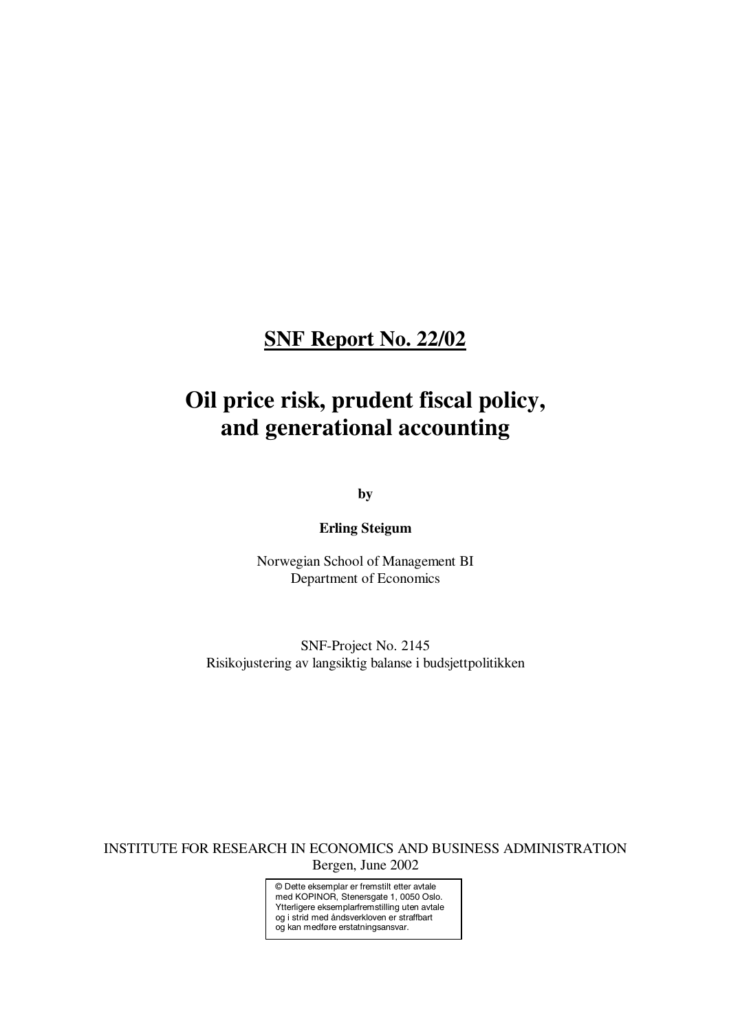# SNF Report No. 22/02

# Oil price risk, prudent fiscal policy, and generational accounting

**by**

**Erling Steigum**

Norwegian School of Management BI
Department of Economics

SNF-Project No. 2145
Risikojustering av langsiktig balanse i budsjettpolitikken

INSTITUTE FOR RESEARCH IN ECONOMICS AND BUSINESS ADMINISTRATION
Bergen, June 2002

© Dette eksemplar er fremstilt etter avtale med KOPINOR, Stenersgate 1, 0050 Oslo. Ytterligere eksemplarfremstilling uten avtale og i strid med åndsverkloven er straffbart og kan medføre erstatningsansvar.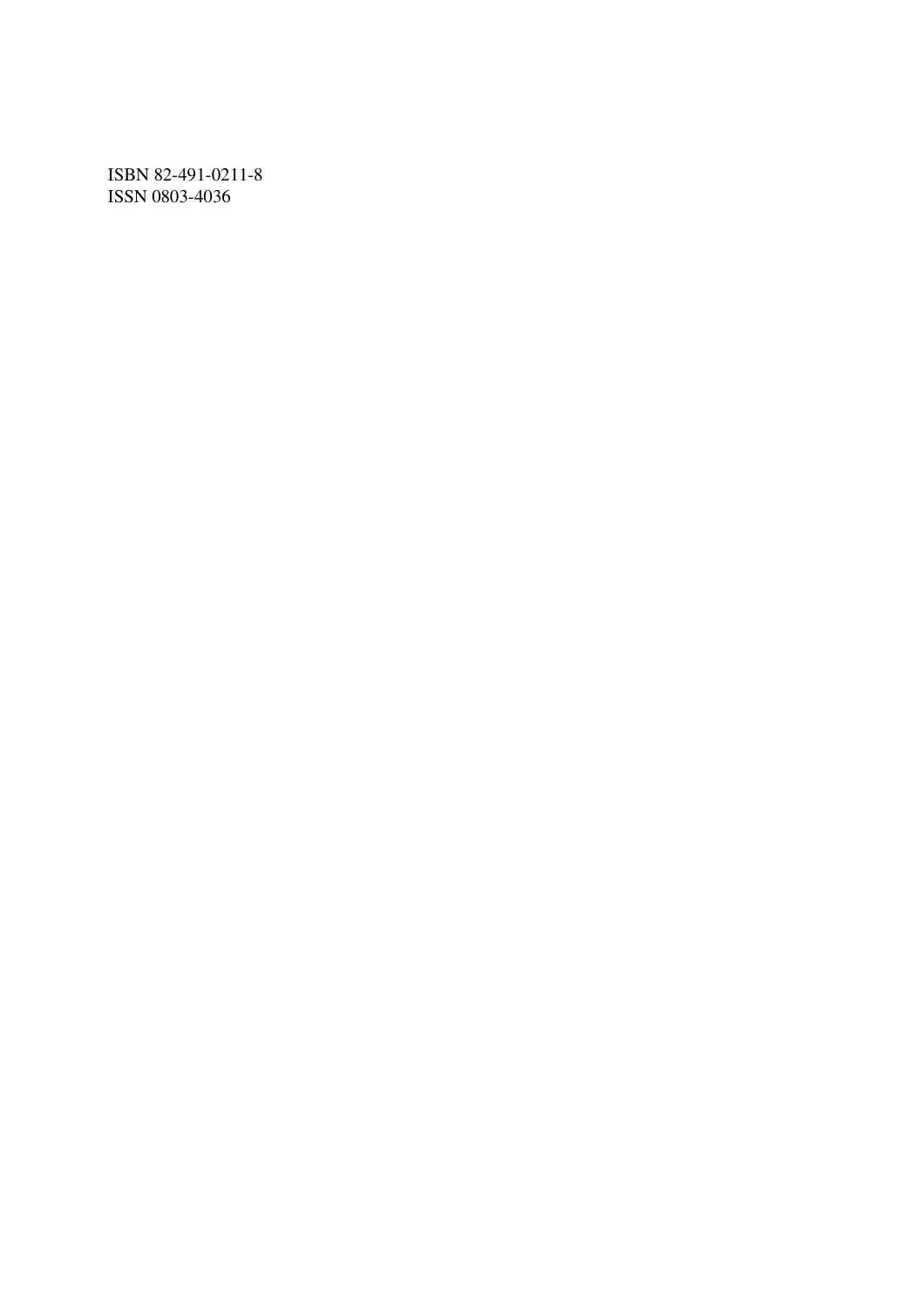ISBN 82-491-0211-8
ISSN 0803-4036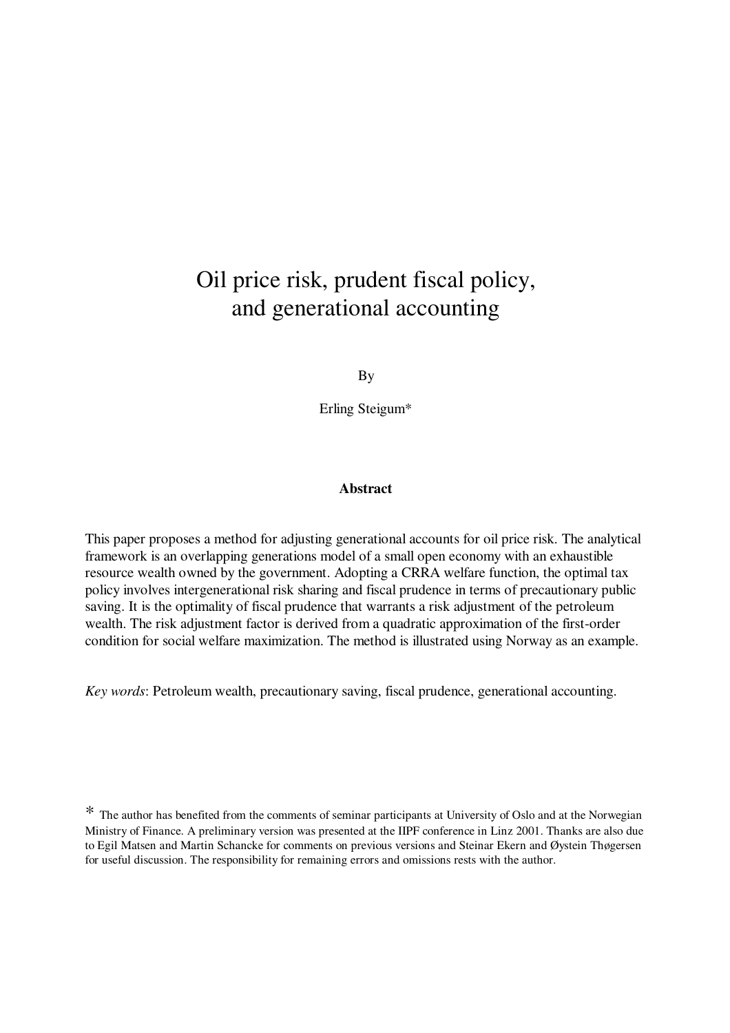# Oil price risk, prudent fiscal policy, and generational accounting

By

Erling Steigum*

**Abstract**

This paper proposes a method for adjusting generational accounts for oil price risk. The analytical framework is an overlapping generations model of a small open economy with an exhaustible resource wealth owned by the government. Adopting a CRRA welfare function, the optimal tax policy involves intergenerational risk sharing and fiscal prudence in terms of precautionary public saving. It is the optimality of fiscal prudence that warrants a risk adjustment of the petroleum wealth. The risk adjustment factor is derived from a quadratic approximation of the first-order condition for social welfare maximization. The method is illustrated using Norway as an example.

*Key words*: Petroleum wealth, precautionary saving, fiscal prudence, generational accounting.

\* The author has benefited from the comments of seminar participants at University of Oslo and at the Norwegian Ministry of Finance. A preliminary version was presented at the IIPF conference in Linz 2001. Thanks are also due to Egil Matsen and Martin Schancke for comments on previous versions and Steinar Ekern and Øystein Thøgersen for useful discussion. The responsibility for remaining errors and omissions rests with the author.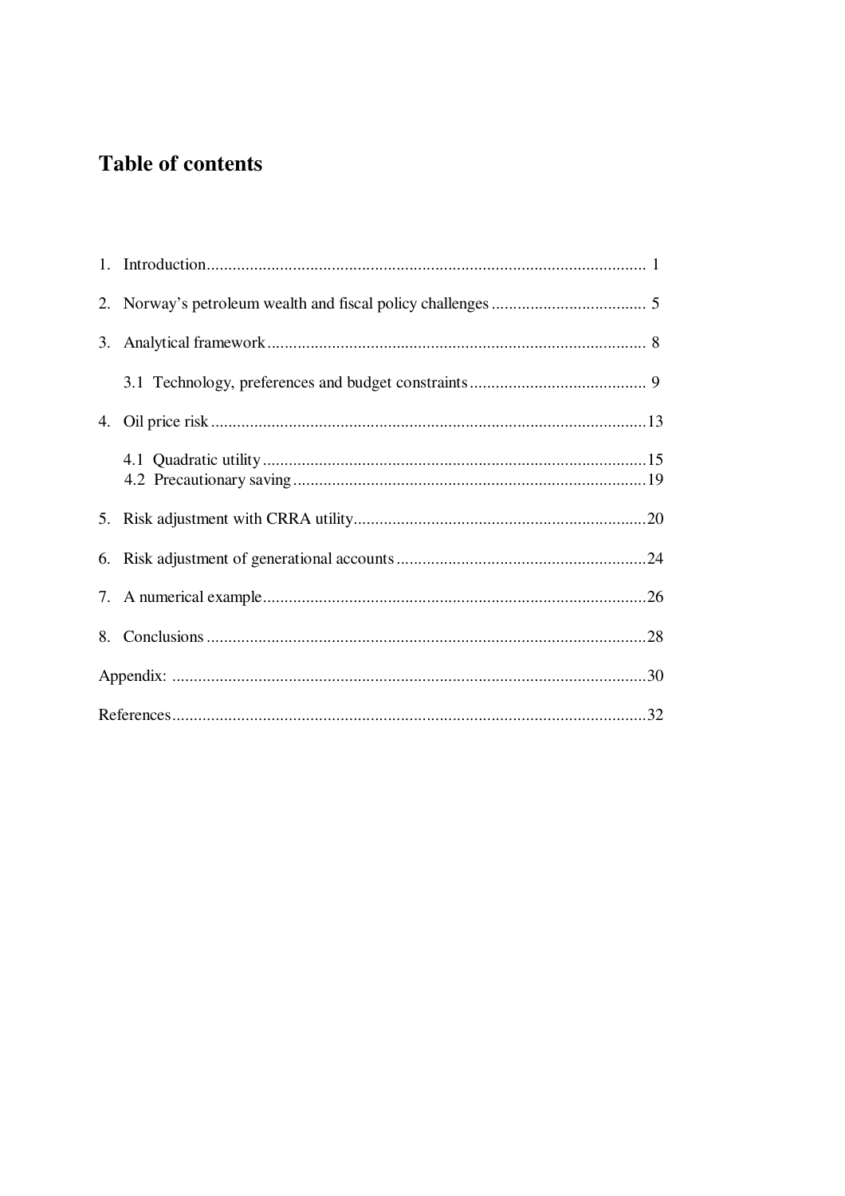# Table of contents

1. Introduction ..................................................................................................... 1
2. Norway's petroleum wealth and fiscal policy challenges .................................... 5
3. Analytical framework ........................................................................................ 8
   3.1 Technology, preferences and budget constraints ......................................... 9
4. Oil price risk .....................................................................................................13
   4.1 Quadratic utility .........................................................................................15
   4.2 Precautionary saving ..................................................................................19
5. Risk adjustment with CRRA utility ....................................................................20
6. Risk adjustment of generational accounts ..........................................................24
7. A numerical example .........................................................................................26
8. Conclusions ......................................................................................................28

Appendix: ..............................................................................................................30

References..............................................................................................................32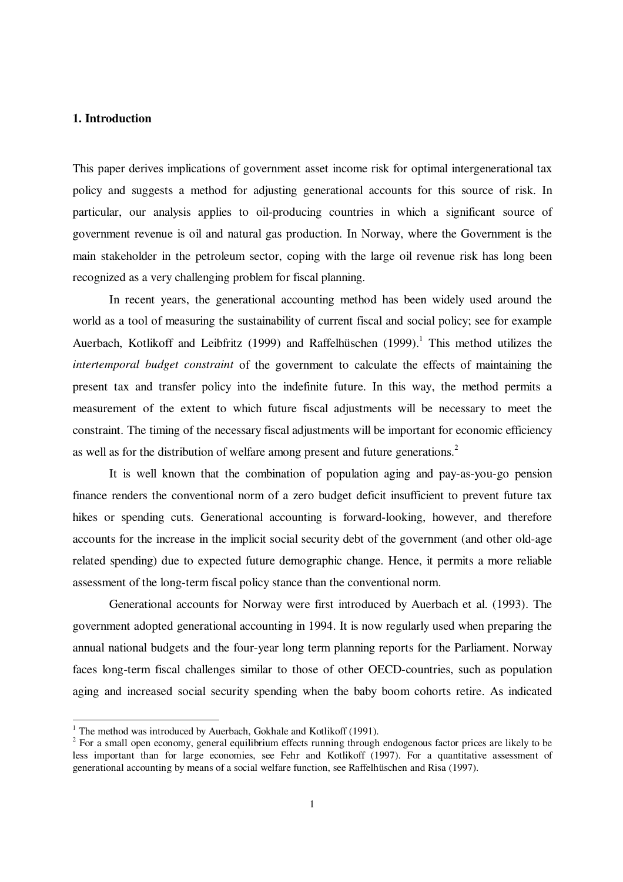## 1. Introduction

This paper derives implications of government asset income risk for optimal intergenerational tax policy and suggests a method for adjusting generational accounts for this source of risk. In particular, our analysis applies to oil-producing countries in which a significant source of government revenue is oil and natural gas production. In Norway, where the Government is the main stakeholder in the petroleum sector, coping with the large oil revenue risk has long been recognized as a very challenging problem for fiscal planning.

In recent years, the generational accounting method has been widely used around the world as a tool of measuring the sustainability of current fiscal and social policy; see for example Auerbach, Kotlikoff and Leibfritz (1999) and Raffelhüschen (1999).[1] This method utilizes the *intertemporal budget constraint* of the government to calculate the effects of maintaining the present tax and transfer policy into the indefinite future. In this way, the method permits a measurement of the extent to which future fiscal adjustments will be necessary to meet the constraint. The timing of the necessary fiscal adjustments will be important for economic efficiency as well as for the distribution of welfare among present and future generations.[2]

It is well known that the combination of population aging and pay-as-you-go pension finance renders the conventional norm of a zero budget deficit insufficient to prevent future tax hikes or spending cuts. Generational accounting is forward-looking, however, and therefore accounts for the increase in the implicit social security debt of the government (and other old-age related spending) due to expected future demographic change. Hence, it permits a more reliable assessment of the long-term fiscal policy stance than the conventional norm.

Generational accounts for Norway were first introduced by Auerbach et al. (1993). The government adopted generational accounting in 1994. It is now regularly used when preparing the annual national budgets and the four-year long term planning reports for the Parliament. Norway faces long-term fiscal challenges similar to those of other OECD-countries, such as population aging and increased social security spending when the baby boom cohorts retire. As indicated

[1] The method was introduced by Auerbach, Gokhale and Kotlikoff (1991).

[2] For a small open economy, general equilibrium effects running through endogenous factor prices are likely to be less important than for large economies, see Fehr and Kotlikoff (1997). For a quantitative assessment of generational accounting by means of a social welfare function, see Raffelhüschen and Risa (1997).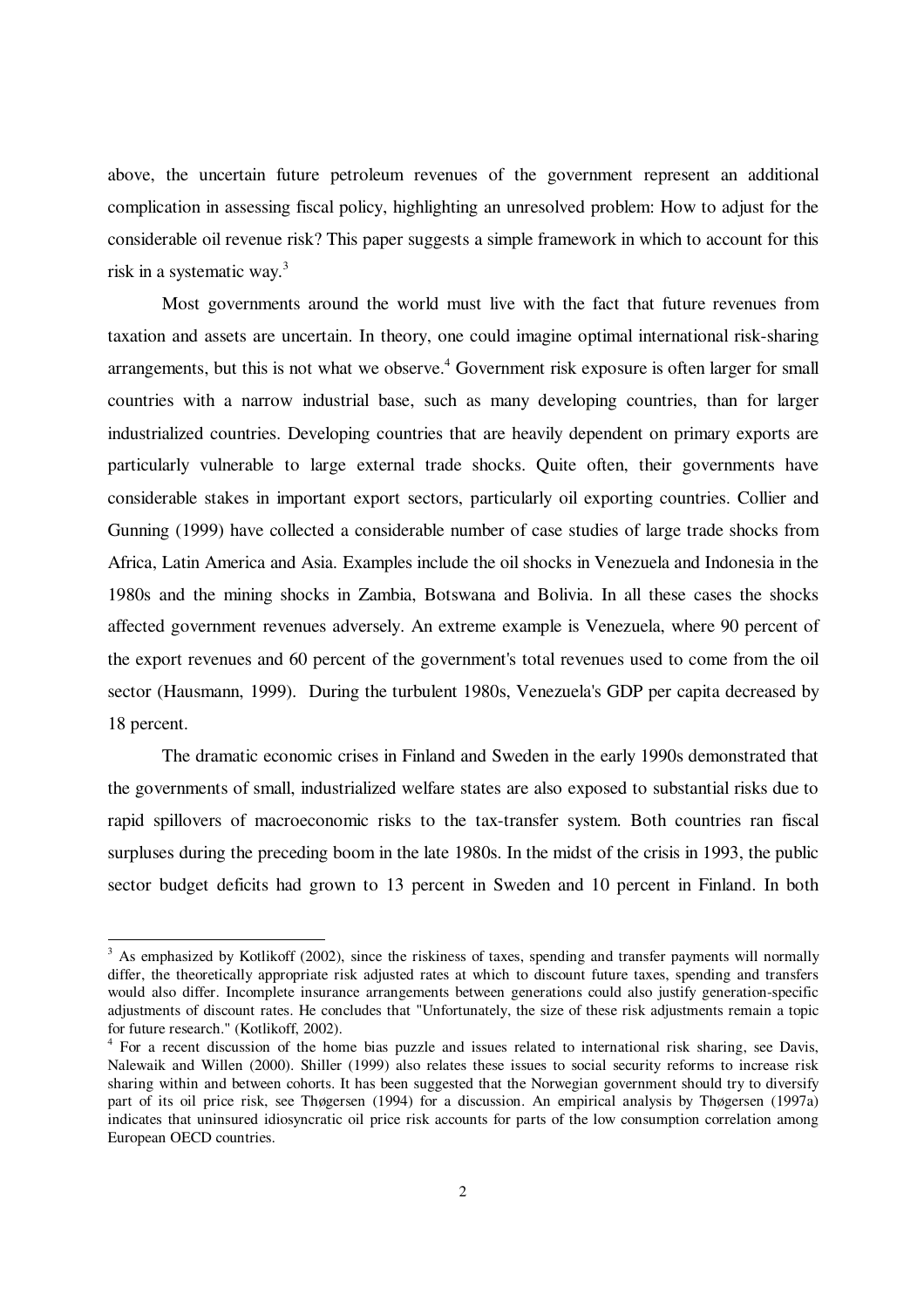above, the uncertain future petroleum revenues of the government represent an additional complication in assessing fiscal policy, highlighting an unresolved problem: How to adjust for the considerable oil revenue risk? This paper suggests a simple framework in which to account for this risk in a systematic way.[3]

Most governments around the world must live with the fact that future revenues from taxation and assets are uncertain. In theory, one could imagine optimal international risk-sharing arrangements, but this is not what we observe.[4] Government risk exposure is often larger for small countries with a narrow industrial base, such as many developing countries, than for larger industrialized countries. Developing countries that are heavily dependent on primary exports are particularly vulnerable to large external trade shocks. Quite often, their governments have considerable stakes in important export sectors, particularly oil exporting countries. Collier and Gunning (1999) have collected a considerable number of case studies of large trade shocks from Africa, Latin America and Asia. Examples include the oil shocks in Venezuela and Indonesia in the 1980s and the mining shocks in Zambia, Botswana and Bolivia. In all these cases the shocks affected government revenues adversely. An extreme example is Venezuela, where 90 percent of the export revenues and 60 percent of the government's total revenues used to come from the oil sector (Hausmann, 1999). During the turbulent 1980s, Venezuela's GDP per capita decreased by 18 percent.

The dramatic economic crises in Finland and Sweden in the early 1990s demonstrated that the governments of small, industrialized welfare states are also exposed to substantial risks due to rapid spillovers of macroeconomic risks to the tax-transfer system. Both countries ran fiscal surpluses during the preceding boom in the late 1980s. In the midst of the crisis in 1993, the public sector budget deficits had grown to 13 percent in Sweden and 10 percent in Finland. In both

---

[3] As emphasized by Kotlikoff (2002), since the riskiness of taxes, spending and transfer payments will normally differ, the theoretically appropriate risk adjusted rates at which to discount future taxes, spending and transfers would also differ. Incomplete insurance arrangements between generations could also justify generation-specific adjustments of discount rates. He concludes that "Unfortunately, the size of these risk adjustments remain a topic for future research." (Kotlikoff, 2002).

[4] For a recent discussion of the home bias puzzle and issues related to international risk sharing, see Davis, Nalewaik and Willen (2000). Shiller (1999) also relates these issues to social security reforms to increase risk sharing within and between cohorts. It has been suggested that the Norwegian government should try to diversify part of its oil price risk, see Thøgersen (1994) for a discussion. An empirical analysis by Thøgersen (1997a) indicates that uninsured idiosyncratic oil price risk accounts for parts of the low consumption correlation among European OECD countries.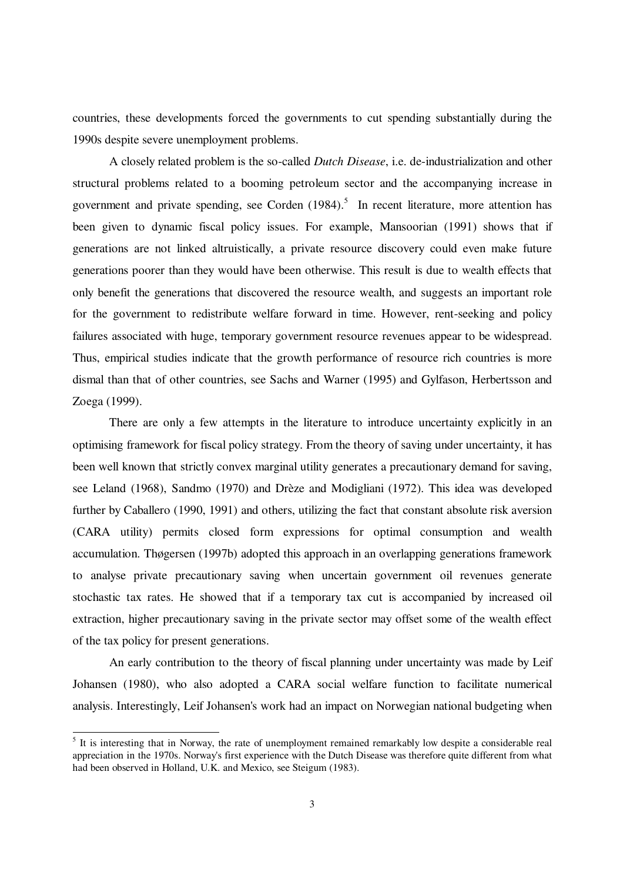countries, these developments forced the governments to cut spending substantially during the 1990s despite severe unemployment problems.

A closely related problem is the so-called *Dutch Disease*, i.e. de-industrialization and other structural problems related to a booming petroleum sector and the accompanying increase in government and private spending, see Corden (1984).[5] In recent literature, more attention has been given to dynamic fiscal policy issues. For example, Mansoorian (1991) shows that if generations are not linked altruistically, a private resource discovery could even make future generations poorer than they would have been otherwise. This result is due to wealth effects that only benefit the generations that discovered the resource wealth, and suggests an important role for the government to redistribute welfare forward in time. However, rent-seeking and policy failures associated with huge, temporary government resource revenues appear to be widespread. Thus, empirical studies indicate that the growth performance of resource rich countries is more dismal than that of other countries, see Sachs and Warner (1995) and Gylfason, Herbertsson and Zoega (1999).

There are only a few attempts in the literature to introduce uncertainty explicitly in an optimising framework for fiscal policy strategy. From the theory of saving under uncertainty, it has been well known that strictly convex marginal utility generates a precautionary demand for saving, see Leland (1968), Sandmo (1970) and Drèze and Modigliani (1972). This idea was developed further by Caballero (1990, 1991) and others, utilizing the fact that constant absolute risk aversion (CARA utility) permits closed form expressions for optimal consumption and wealth accumulation. Thøgersen (1997b) adopted this approach in an overlapping generations framework to analyse private precautionary saving when uncertain government oil revenues generate stochastic tax rates. He showed that if a temporary tax cut is accompanied by increased oil extraction, higher precautionary saving in the private sector may offset some of the wealth effect of the tax policy for present generations.

An early contribution to the theory of fiscal planning under uncertainty was made by Leif Johansen (1980), who also adopted a CARA social welfare function to facilitate numerical analysis. Interestingly, Leif Johansen's work had an impact on Norwegian national budgeting when

[5] It is interesting that in Norway, the rate of unemployment remained remarkably low despite a considerable real appreciation in the 1970s. Norway's first experience with the Dutch Disease was therefore quite different from what had been observed in Holland, U.K. and Mexico, see Steigum (1983).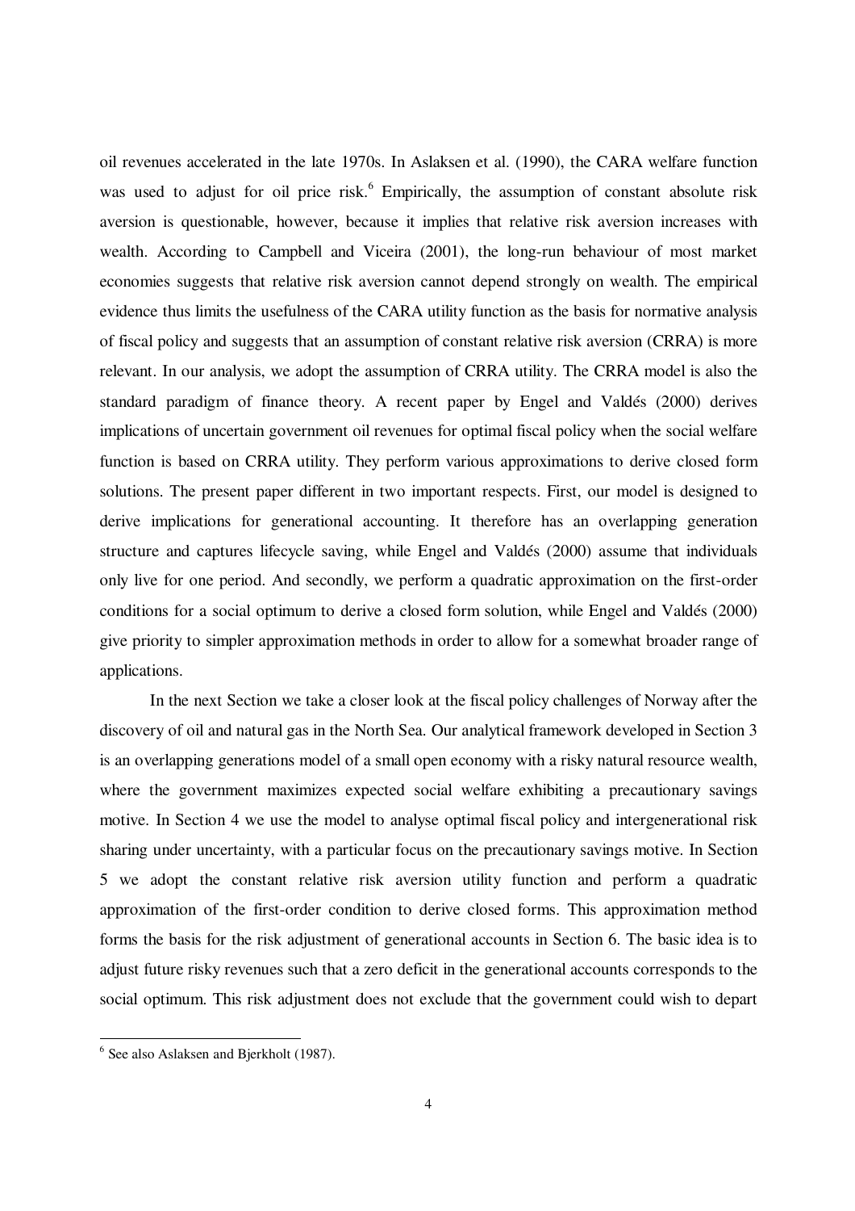oil revenues accelerated in the late 1970s. In Aslaksen et al. (1990), the CARA welfare function was used to adjust for oil price risk.[6] Empirically, the assumption of constant absolute risk aversion is questionable, however, because it implies that relative risk aversion increases with wealth. According to Campbell and Viceira (2001), the long-run behaviour of most market economies suggests that relative risk aversion cannot depend strongly on wealth. The empirical evidence thus limits the usefulness of the CARA utility function as the basis for normative analysis of fiscal policy and suggests that an assumption of constant relative risk aversion (CRRA) is more relevant. In our analysis, we adopt the assumption of CRRA utility. The CRRA model is also the standard paradigm of finance theory. A recent paper by Engel and Valdés (2000) derives implications of uncertain government oil revenues for optimal fiscal policy when the social welfare function is based on CRRA utility. They perform various approximations to derive closed form solutions. The present paper different in two important respects. First, our model is designed to derive implications for generational accounting. It therefore has an overlapping generation structure and captures lifecycle saving, while Engel and Valdés (2000) assume that individuals only live for one period. And secondly, we perform a quadratic approximation on the first-order conditions for a social optimum to derive a closed form solution, while Engel and Valdés (2000) give priority to simpler approximation methods in order to allow for a somewhat broader range of applications.

In the next Section we take a closer look at the fiscal policy challenges of Norway after the discovery of oil and natural gas in the North Sea. Our analytical framework developed in Section 3 is an overlapping generations model of a small open economy with a risky natural resource wealth, where the government maximizes expected social welfare exhibiting a precautionary savings motive. In Section 4 we use the model to analyse optimal fiscal policy and intergenerational risk sharing under uncertainty, with a particular focus on the precautionary savings motive. In Section 5 we adopt the constant relative risk aversion utility function and perform a quadratic approximation of the first-order condition to derive closed forms. This approximation method forms the basis for the risk adjustment of generational accounts in Section 6. The basic idea is to adjust future risky revenues such that a zero deficit in the generational accounts corresponds to the social optimum. This risk adjustment does not exclude that the government could wish to depart

---

[6] See also Aslaksen and Bjerkholt (1987).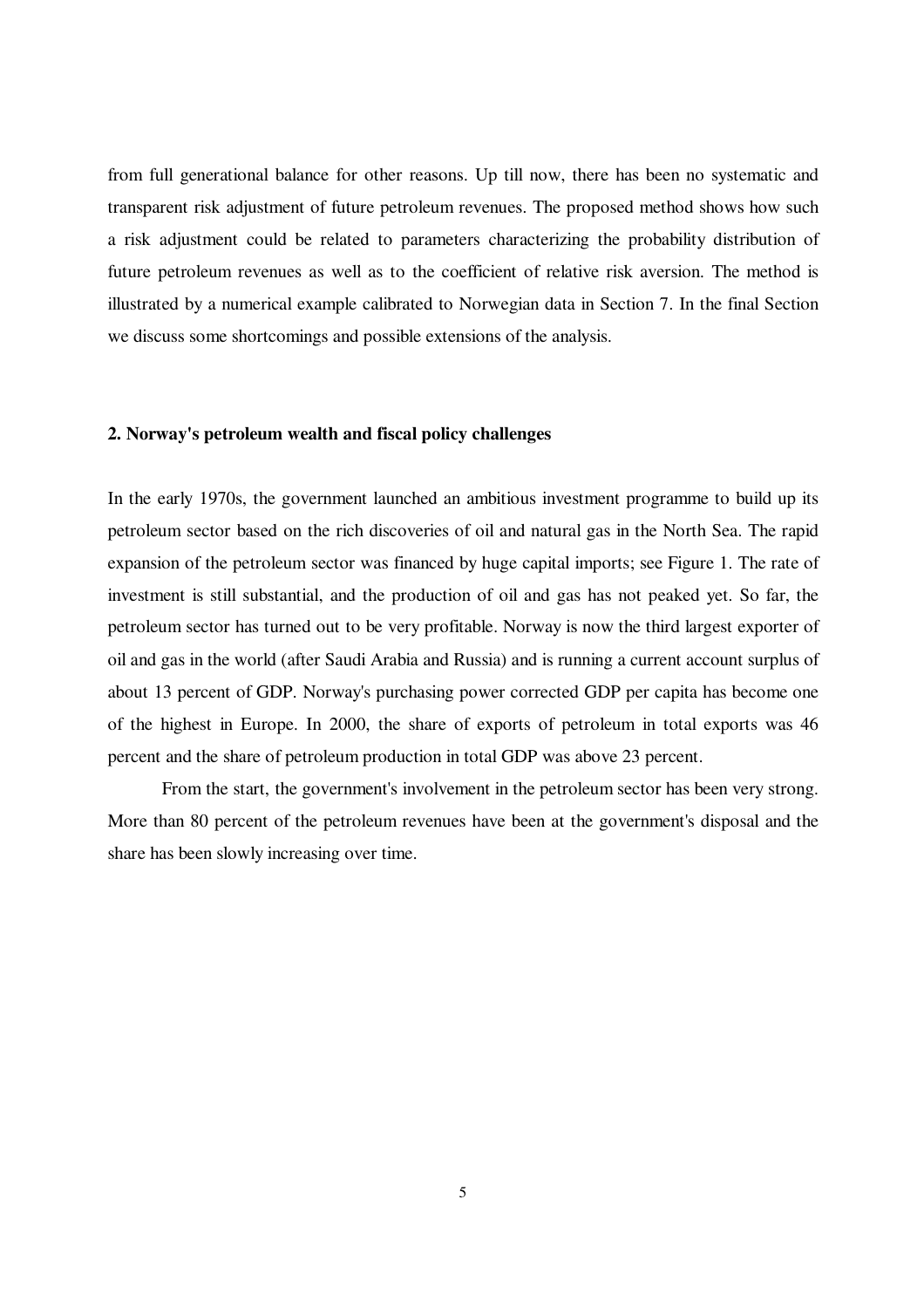from full generational balance for other reasons. Up till now, there has been no systematic and transparent risk adjustment of future petroleum revenues. The proposed method shows how such a risk adjustment could be related to parameters characterizing the probability distribution of future petroleum revenues as well as to the coefficient of relative risk aversion. The method is illustrated by a numerical example calibrated to Norwegian data in Section 7. In the final Section we discuss some shortcomings and possible extensions of the analysis.

## 2. Norway's petroleum wealth and fiscal policy challenges

In the early 1970s, the government launched an ambitious investment programme to build up its petroleum sector based on the rich discoveries of oil and natural gas in the North Sea. The rapid expansion of the petroleum sector was financed by huge capital imports; see Figure 1. The rate of investment is still substantial, and the production of oil and gas has not peaked yet. So far, the petroleum sector has turned out to be very profitable. Norway is now the third largest exporter of oil and gas in the world (after Saudi Arabia and Russia) and is running a current account surplus of about 13 percent of GDP. Norway's purchasing power corrected GDP per capita has become one of the highest in Europe. In 2000, the share of exports of petroleum in total exports was 46 percent and the share of petroleum production in total GDP was above 23 percent.

From the start, the government's involvement in the petroleum sector has been very strong. More than 80 percent of the petroleum revenues have been at the government's disposal and the share has been slowly increasing over time.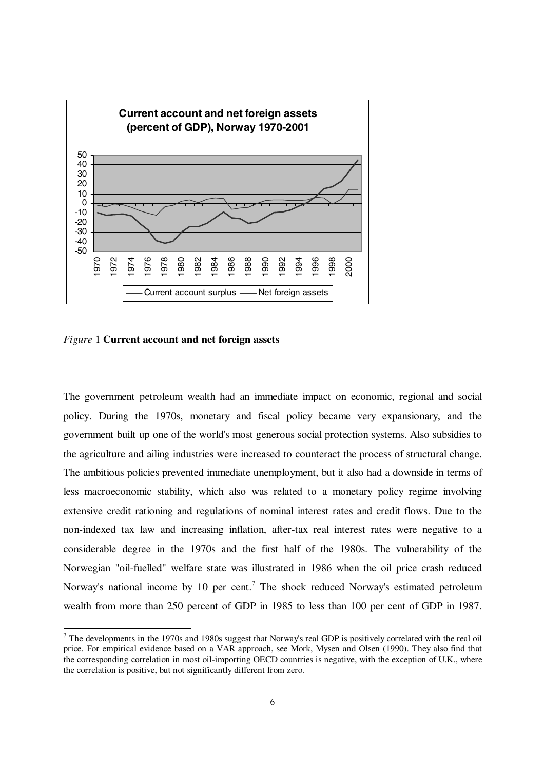Current account and net foreign assets
(percent of GDP), Norway 1970-2001

50
40
30
20
10
0
-10
-20
-30
-40
-50

1970
1972
1974
1976
1978
1980
1982
1984
1986
1988
1990
1992
1994
1996
1998
2000

Current account surplus
Net foreign assets

*Figure* 1 **Current account and net foreign assets**

The government petroleum wealth had an immediate impact on economic, regional and social policy. During the 1970s, monetary and fiscal policy became very expansionary, and the government built up one of the world's most generous social protection systems. Also subsidies to the agriculture and ailing industries were increased to counteract the process of structural change. The ambitious policies prevented immediate unemployment, but it also had a downside in terms of less macroeconomic stability, which also was related to a monetary policy regime involving extensive credit rationing and regulations of nominal interest rates and credit flows. Due to the non-indexed tax law and increasing inflation, after-tax real interest rates were negative to a considerable degree in the 1970s and the first half of the 1980s. The vulnerability of the Norwegian "oil-fuelled" welfare state was illustrated in 1986 when the oil price crash reduced Norway's national income by 10 per cent.[7] The shock reduced Norway's estimated petroleum wealth from more than 250 percent of GDP in 1985 to less than 100 per cent of GDP in 1987.

[7] The developments in the 1970s and 1980s suggest that Norway's real GDP is positively correlated with the real oil price. For empirical evidence based on a VAR approach, see Mork, Mysen and Olsen (1990). They also find that the corresponding correlation in most oil-importing OECD countries is negative, with the exception of U.K., where the correlation is positive, but not significantly different from zero.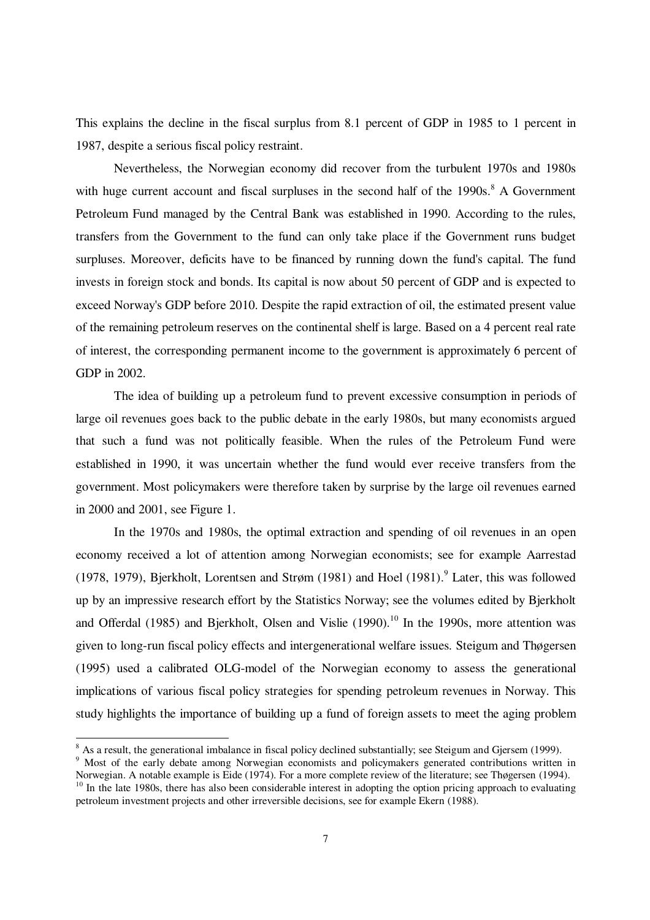This explains the decline in the fiscal surplus from 8.1 percent of GDP in 1985 to 1 percent in 1987, despite a serious fiscal policy restraint.

Nevertheless, the Norwegian economy did recover from the turbulent 1970s and 1980s with huge current account and fiscal surpluses in the second half of the 1990s.[8] A Government Petroleum Fund managed by the Central Bank was established in 1990. According to the rules, transfers from the Government to the fund can only take place if the Government runs budget surpluses. Moreover, deficits have to be financed by running down the fund's capital. The fund invests in foreign stock and bonds. Its capital is now about 50 percent of GDP and is expected to exceed Norway's GDP before 2010. Despite the rapid extraction of oil, the estimated present value of the remaining petroleum reserves on the continental shelf is large. Based on a 4 percent real rate of interest, the corresponding permanent income to the government is approximately 6 percent of GDP in 2002.

The idea of building up a petroleum fund to prevent excessive consumption in periods of large oil revenues goes back to the public debate in the early 1980s, but many economists argued that such a fund was not politically feasible. When the rules of the Petroleum Fund were established in 1990, it was uncertain whether the fund would ever receive transfers from the government. Most policymakers were therefore taken by surprise by the large oil revenues earned in 2000 and 2001, see Figure 1.

In the 1970s and 1980s, the optimal extraction and spending of oil revenues in an open economy received a lot of attention among Norwegian economists; see for example Aarrestad (1978, 1979), Bjerkholt, Lorentsen and Strøm (1981) and Hoel (1981).[9] Later, this was followed up by an impressive research effort by the Statistics Norway; see the volumes edited by Bjerkholt and Offerdal (1985) and Bjerkholt, Olsen and Vislie (1990).[10] In the 1990s, more attention was given to long-run fiscal policy effects and intergenerational welfare issues. Steigum and Thøgersen (1995) used a calibrated OLG-model of the Norwegian economy to assess the generational implications of various fiscal policy strategies for spending petroleum revenues in Norway. This study highlights the importance of building up a fund of foreign assets to meet the aging problem

---

[8] As a result, the generational imbalance in fiscal policy declined substantially; see Steigum and Gjersem (1999).

[9] Most of the early debate among Norwegian economists and policymakers generated contributions written in Norwegian. A notable example is Eide (1974). For a more complete review of the literature; see Thøgersen (1994).

[10] In the late 1980s, there has also been considerable interest in adopting the option pricing approach to evaluating petroleum investment projects and other irreversible decisions, see for example Ekern (1988).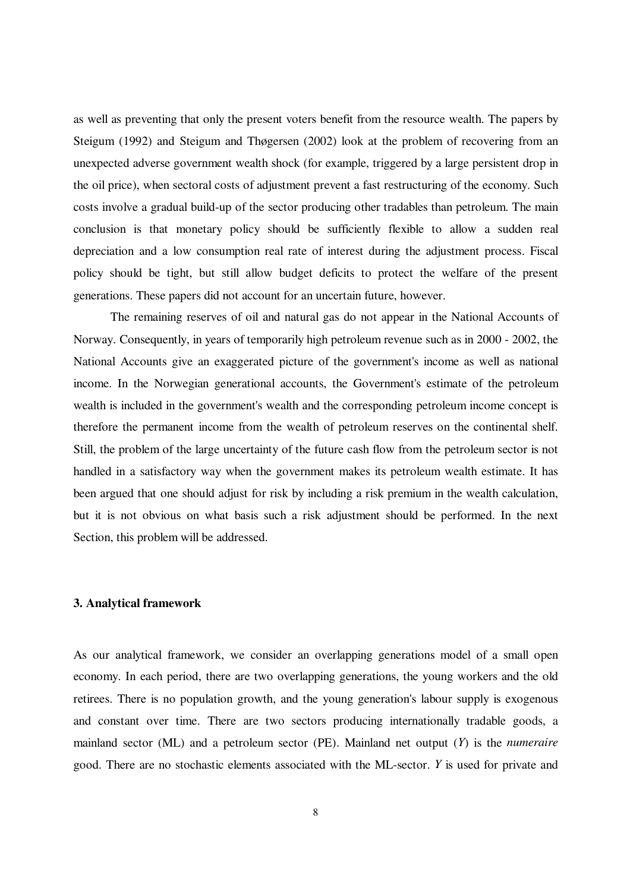as well as preventing that only the present voters benefit from the resource wealth. The papers by Steigum (1992) and Steigum and Thøgersen (2002) look at the problem of recovering from an unexpected adverse government wealth shock (for example, triggered by a large persistent drop in the oil price), when sectoral costs of adjustment prevent a fast restructuring of the economy. Such costs involve a gradual build-up of the sector producing other tradables than petroleum. The main conclusion is that monetary policy should be sufficiently flexible to allow a sudden real depreciation and a low consumption real rate of interest during the adjustment process. Fiscal policy should be tight, but still allow budget deficits to protect the welfare of the present generations. These papers did not account for an uncertain future, however.

The remaining reserves of oil and natural gas do not appear in the National Accounts of Norway. Consequently, in years of temporarily high petroleum revenue such as in 2000 - 2002, the National Accounts give an exaggerated picture of the government's income as well as national income. In the Norwegian generational accounts, the Government's estimate of the petroleum wealth is included in the government's wealth and the corresponding petroleum income concept is therefore the permanent income from the wealth of petroleum reserves on the continental shelf. Still, the problem of the large uncertainty of the future cash flow from the petroleum sector is not handled in a satisfactory way when the government makes its petroleum wealth estimate. It has been argued that one should adjust for risk by including a risk premium in the wealth calculation, but it is not obvious on what basis such a risk adjustment should be performed. In the next Section, this problem will be addressed.

### 3. Analytical framework

As our analytical framework, we consider an overlapping generations model of a small open economy. In each period, there are two overlapping generations, the young workers and the old retirees. There is no population growth, and the young generation's labour supply is exogenous and constant over time. There are two sectors producing internationally tradable goods, a mainland sector (ML) and a petroleum sector (PE). Mainland net output ($Y$) is the *numeraire* good. There are no stochastic elements associated with the ML-sector. $Y$ is used for private and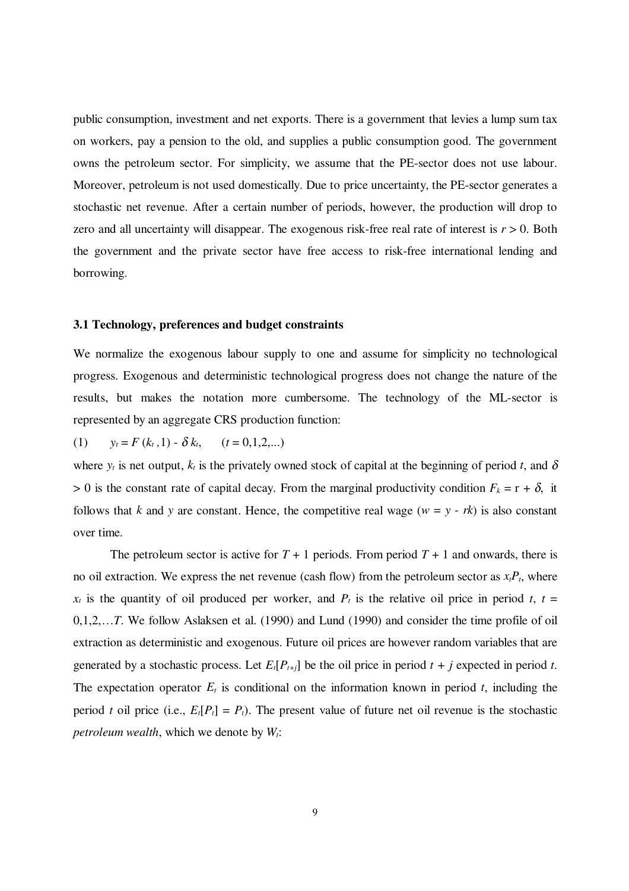public consumption, investment and net exports. There is a government that levies a lump sum tax on workers, pay a pension to the old, and supplies a public consumption good. The government owns the petroleum sector. For simplicity, we assume that the PE-sector does not use labour. Moreover, petroleum is not used domestically. Due to price uncertainty, the PE-sector generates a stochastic net revenue. After a certain number of periods, however, the production will drop to zero and all uncertainty will disappear. The exogenous risk-free real rate of interest is $r > 0$. Both the government and the private sector have free access to risk-free international lending and borrowing.

### 3.1 Technology, preferences and budget constraints

We normalize the exogenous labour supply to one and assume for simplicity no technological progress. Exogenous and deterministic technological progress does not change the nature of the results, but makes the notation more cumbersome. The technology of the ML-sector is represented by an aggregate CRS production function:

$$(1) \qquad y_t = F(k_t, 1) - \delta k_t, \qquad (t = 0,1,2,...)$$

where $y_t$ is net output, $k_t$ is the privately owned stock of capital at the beginning of period $t$, and $\delta > 0$ is the constant rate of capital decay. From the marginal productivity condition $F_k = r + \delta$, it follows that $k$ and $y$ are constant. Hence, the competitive real wage ($w = y - rk$) is also constant over time.

The petroleum sector is active for $T + 1$ periods. From period $T + 1$ and onwards, there is no oil extraction. We express the net revenue (cash flow) from the petroleum sector as $x_tP_t$, where $x_t$ is the quantity of oil produced per worker, and $P_t$ is the relative oil price in period $t$, $t = 0,1,2,\ldots T$. We follow Aslaksen et al. (1990) and Lund (1990) and consider the time profile of oil extraction as deterministic and exogenous. Future oil prices are however random variables that are generated by a stochastic process. Let $E_t[P_{t+j}]$ be the oil price in period $t + j$ expected in period $t$. The expectation operator $E_t$ is conditional on the information known in period $t$, including the period $t$ oil price (i.e., $E_t[P_t] = P_t$). The present value of future net oil revenue is the stochastic *petroleum wealth*, which we denote by $W_t$: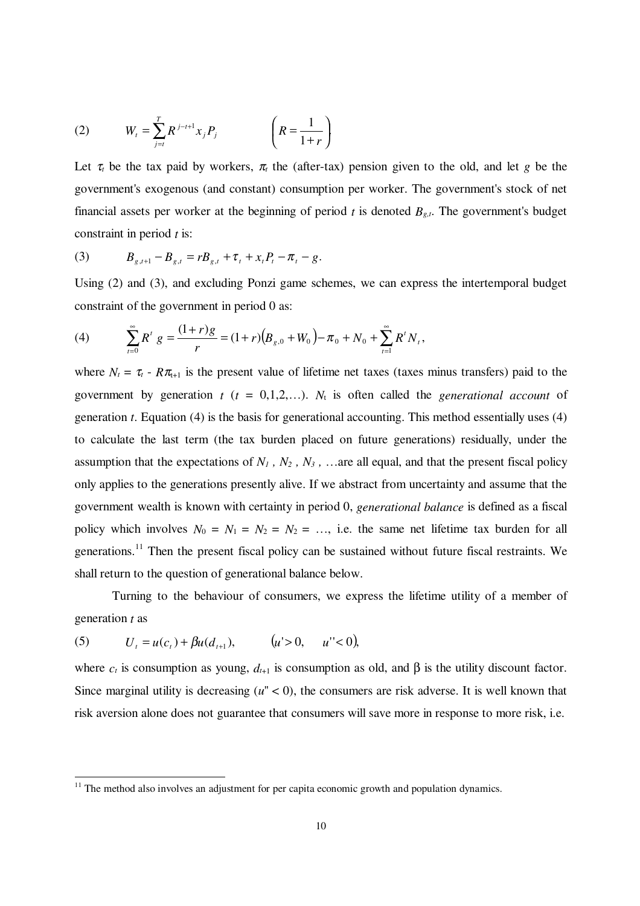$$(2) \qquad W_t = \sum_{j=t}^{T} R^{j-t+1} x_j P_j \qquad \left( R = \frac{1}{1+r} \right)$$

Let $\tau_t$ be the tax paid by workers, $\pi_t$ the (after-tax) pension given to the old, and let $g$ be the government's exogenous (and constant) consumption per worker. The government's stock of net financial assets per worker at the beginning of period $t$ is denoted $B_{g,t}$. The government's budget constraint in period $t$ is:

$$(3) \qquad B_{g,t+1} - B_{g,t} = rB_{g,t} + \tau_t + x_t P_t - \pi_t - g.$$

Using (2) and (3), and excluding Ponzi game schemes, we can express the intertemporal budget constraint of the government in period 0 as:

$$(4) \qquad \sum_{t=0}^{\infty} R^t \ g = \frac{(1+r)g}{r} = (1+r)\left(B_{g,0} + W_0\right) - \pi_0 + N_0 + \sum_{t=1}^{\infty} R^t N_t,$$

where $N_t = \tau_t - R\pi_{t+1}$ is the present value of lifetime net taxes (taxes minus transfers) paid to the government by generation $t$ ($t = 0,1,2,\ldots$). $N_t$ is often called the *generational account* of generation $t$. Equation (4) is the basis for generational accounting. This method essentially uses (4) to calculate the last term (the tax burden placed on future generations) residually, under the assumption that the expectations of $N_1$, $N_2$, $N_3$, …are all equal, and that the present fiscal policy only applies to the generations presently alive. If we abstract from uncertainty and assume that the government wealth is known with certainty in period 0, *generational balance* is defined as a fiscal policy which involves $N_0 = N_1 = N_2 = N_2 = \ldots$, i.e. the same net lifetime tax burden for all generations.[11] Then the present fiscal policy can be sustained without future fiscal restraints. We shall return to the question of generational balance below.

Turning to the behaviour of consumers, we express the lifetime utility of a member of generation $t$ as

$$(5) \qquad U_t = u(c_t) + \beta u(d_{t+1}), \qquad (u' > 0, \quad u'' < 0),$$

where $c_t$ is consumption as young, $d_{t+1}$ is consumption as old, and β is the utility discount factor. Since marginal utility is decreasing ($u'' < 0$), the consumers are risk adverse. It is well known that risk aversion alone does not guarantee that consumers will save more in response to more risk, i.e.

[11] The method also involves an adjustment for per capita economic growth and population dynamics.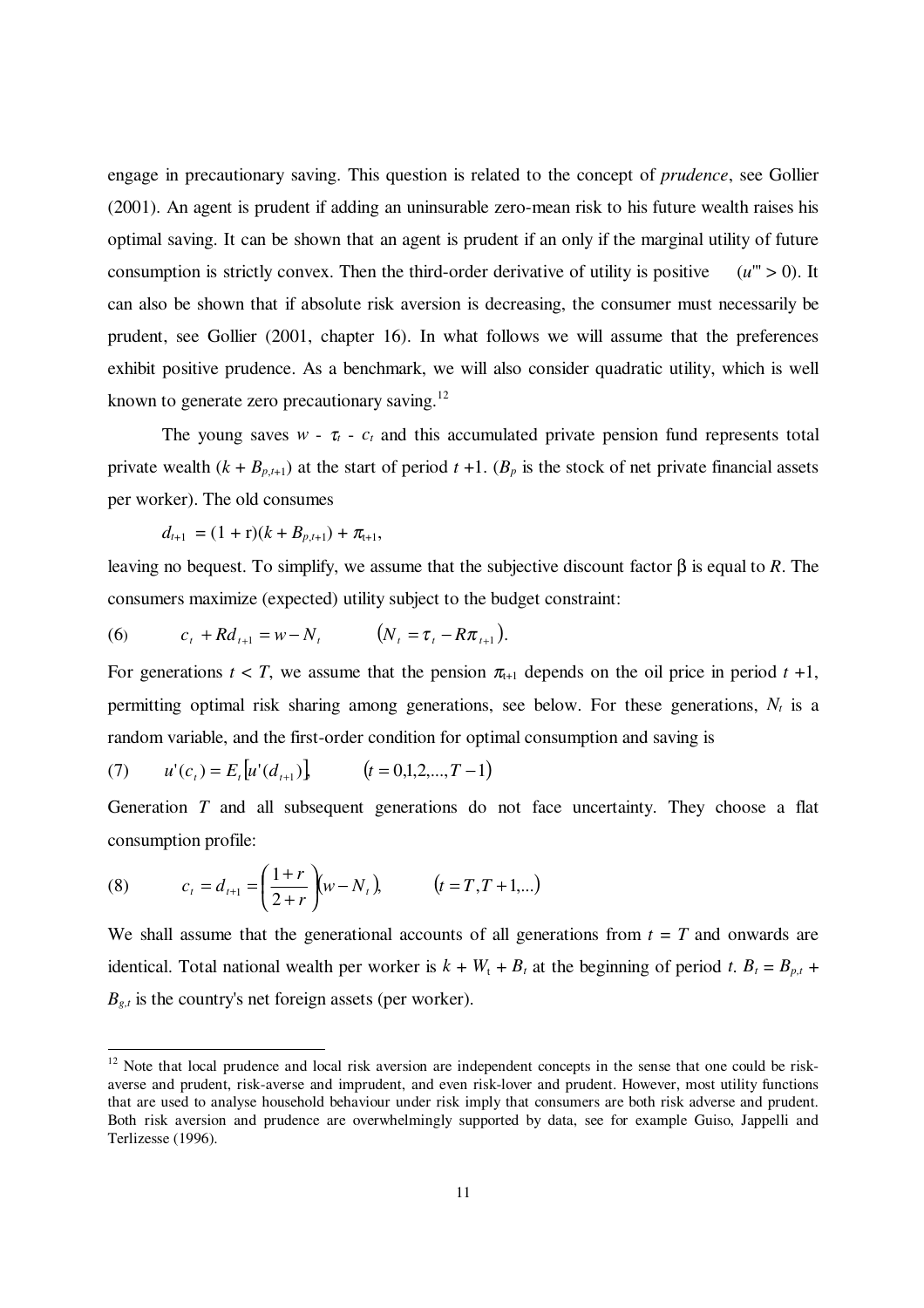engage in precautionary saving. This question is related to the concept of *prudence*, see Gollier (2001). An agent is prudent if adding an uninsurable zero-mean risk to his future wealth raises his optimal saving. It can be shown that an agent is prudent if an only if the marginal utility of future consumption is strictly convex. Then the third-order derivative of utility is positive ($u''' > 0$). It can also be shown that if absolute risk aversion is decreasing, the consumer must necessarily be prudent, see Gollier (2001, chapter 16). In what follows we will assume that the preferences exhibit positive prudence. As a benchmark, we will also consider quadratic utility, which is well known to generate zero precautionary saving.[12]

The young saves $w$ - $\tau_t$ - $c_t$ and this accumulated private pension fund represents total private wealth ($k + B_{p,t+1}$) at the start of period $t$ +1. ($B_p$ is the stock of net private financial assets per worker). The old consumes

$$d_{t+1} = (1 + \mathrm{r})(k + B_{p,t+1}) + \pi_{t+1},$$

leaving no bequest. To simplify, we assume that the subjective discount factor β is equal to $R$. The consumers maximize (expected) utility subject to the budget constraint:

$$c_t + Rd_{t+1} = w - N_t \qquad (N_t = \tau_t - R\pi_{t+1}). \tag{6}$$

For generations $t < T$, we assume that the pension $\pi_{t+1}$ depends on the oil price in period $t$ +1, permitting optimal risk sharing among generations, see below. For these generations, $N_t$ is a random variable, and the first-order condition for optimal consumption and saving is

$$u'(c_t) = E_t[u'(d_{t+1})], \qquad (t = 0,1,2,...,T-1) \tag{7}$$

Generation $T$ and all subsequent generations do not face uncertainty. They choose a flat consumption profile:

$$c_t = d_{t+1} = \left(\frac{1+r}{2+r}\right)(w - N_t), \qquad (t = T, T+1,...) \tag{8}$$

We shall assume that the generational accounts of all generations from $t = T$ and onwards are identical. Total national wealth per worker is $k + W_t + B_t$ at the beginning of period $t$. $B_t = B_{p,t} + B_{g,t}$ is the country's net foreign assets (per worker).

[12] Note that local prudence and local risk aversion are independent concepts in the sense that one could be risk-averse and prudent, risk-averse and imprudent, and even risk-lover and prudent. However, most utility functions that are used to analyse household behaviour under risk imply that consumers are both risk adverse and prudent. Both risk aversion and prudence are overwhelmingly supported by data, see for example Guiso, Jappelli and Terlizesse (1996).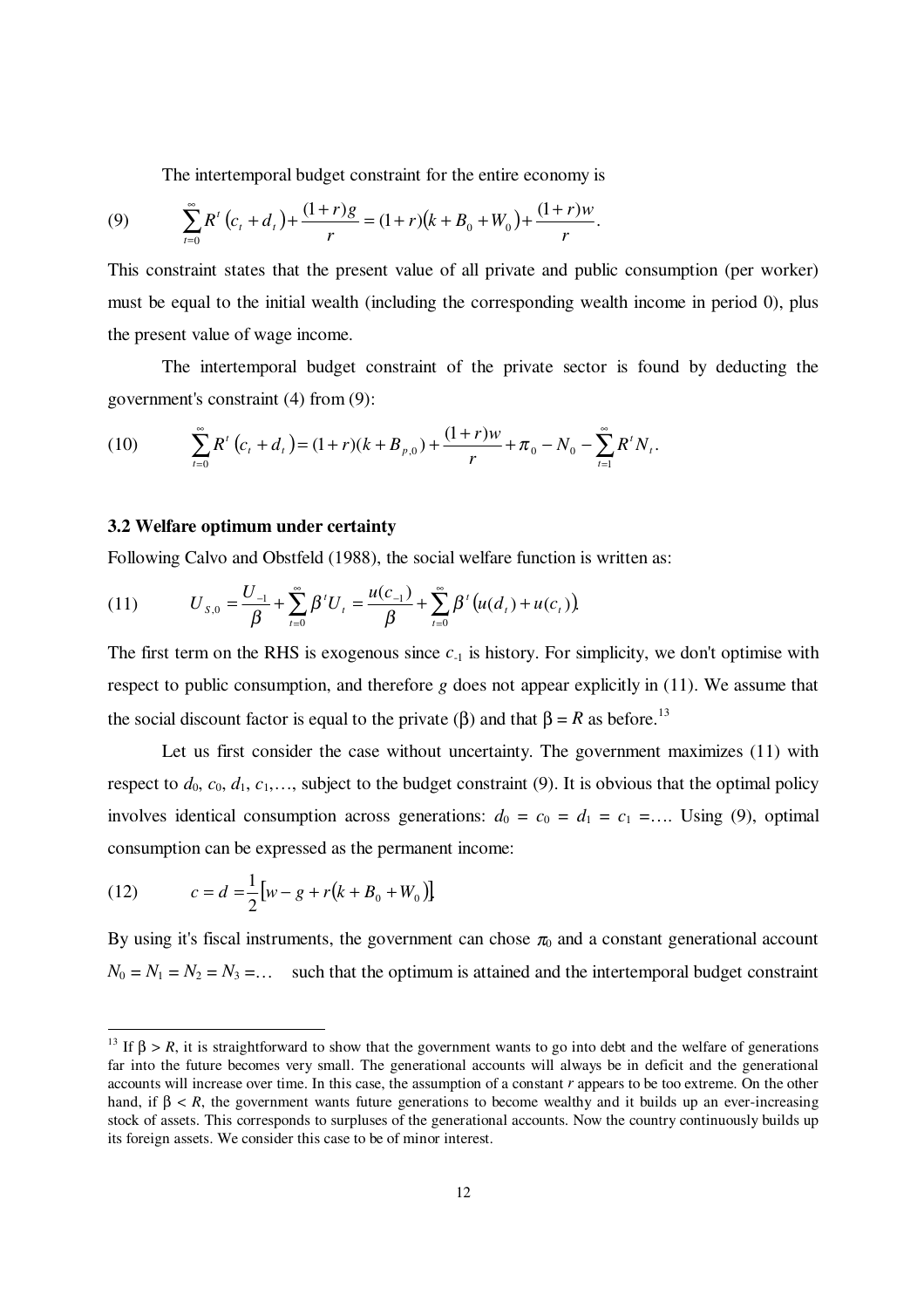The intertemporal budget constraint for the entire economy is

$$(9) \qquad \sum_{t=0}^{\infty} R^t \left(c_t + d_t\right) + \frac{(1+r)g}{r} = (1+r)\left(k + B_0 + W_0\right) + \frac{(1+r)w}{r}.$$

This constraint states that the present value of all private and public consumption (per worker) must be equal to the initial wealth (including the corresponding wealth income in period 0), plus the present value of wage income.

The intertemporal budget constraint of the private sector is found by deducting the government's constraint (4) from (9):

$$(10) \qquad \sum_{t=0}^{\infty} R^t \left(c_t + d_t\right) = (1+r)(k + B_{p,0}) + \frac{(1+r)w}{r} + \pi_0 - N_0 - \sum_{t=1}^{\infty} R^t N_t.$$

### 3.2 Welfare optimum under certainty

Following Calvo and Obstfeld (1988), the social welfare function is written as:

$$(11) \qquad U_{S,0} = \frac{U_{-1}}{\beta} + \sum_{t=0}^{\infty} \beta^t U_t = \frac{u(c_{-1})}{\beta} + \sum_{t=0}^{\infty} \beta^t \left(u(d_t) + u(c_t)\right).$$

The first term on the RHS is exogenous since $c_{-1}$ is history. For simplicity, we don't optimise with respect to public consumption, and therefore $g$ does not appear explicitly in (11). We assume that the social discount factor is equal to the private ($\beta$) and that $\beta = R$ as before.[13]

Let us first consider the case without uncertainty. The government maximizes (11) with respect to $d_0$, $c_0$, $d_1$, $c_1$,…, subject to the budget constraint (9). It is obvious that the optimal policy involves identical consumption across generations: $d_0 = c_0 = d_1 = c_1 =$…. Using (9), optimal consumption can be expressed as the permanent income:

$$(12) \qquad c = d = \frac{1}{2}\left[w - g + r\left(k + B_0 + W_0\right)\right].$$

By using it's fiscal instruments, the government can chose $\pi_0$ and a constant generational account $N_0 = N_1 = N_2 = N_3 =$… such that the optimum is attained and the intertemporal budget constraint

[13] If $\beta > R$, it is straightforward to show that the government wants to go into debt and the welfare of generations far into the future becomes very small. The generational accounts will always be in deficit and the generational accounts will increase over time. In this case, the assumption of a constant $r$ appears to be too extreme. On the other hand, if $\beta < R$, the government wants future generations to become wealthy and it builds up an ever-increasing stock of assets. This corresponds to surpluses of the generational accounts. Now the country continuously builds up its foreign assets. We consider this case to be of minor interest.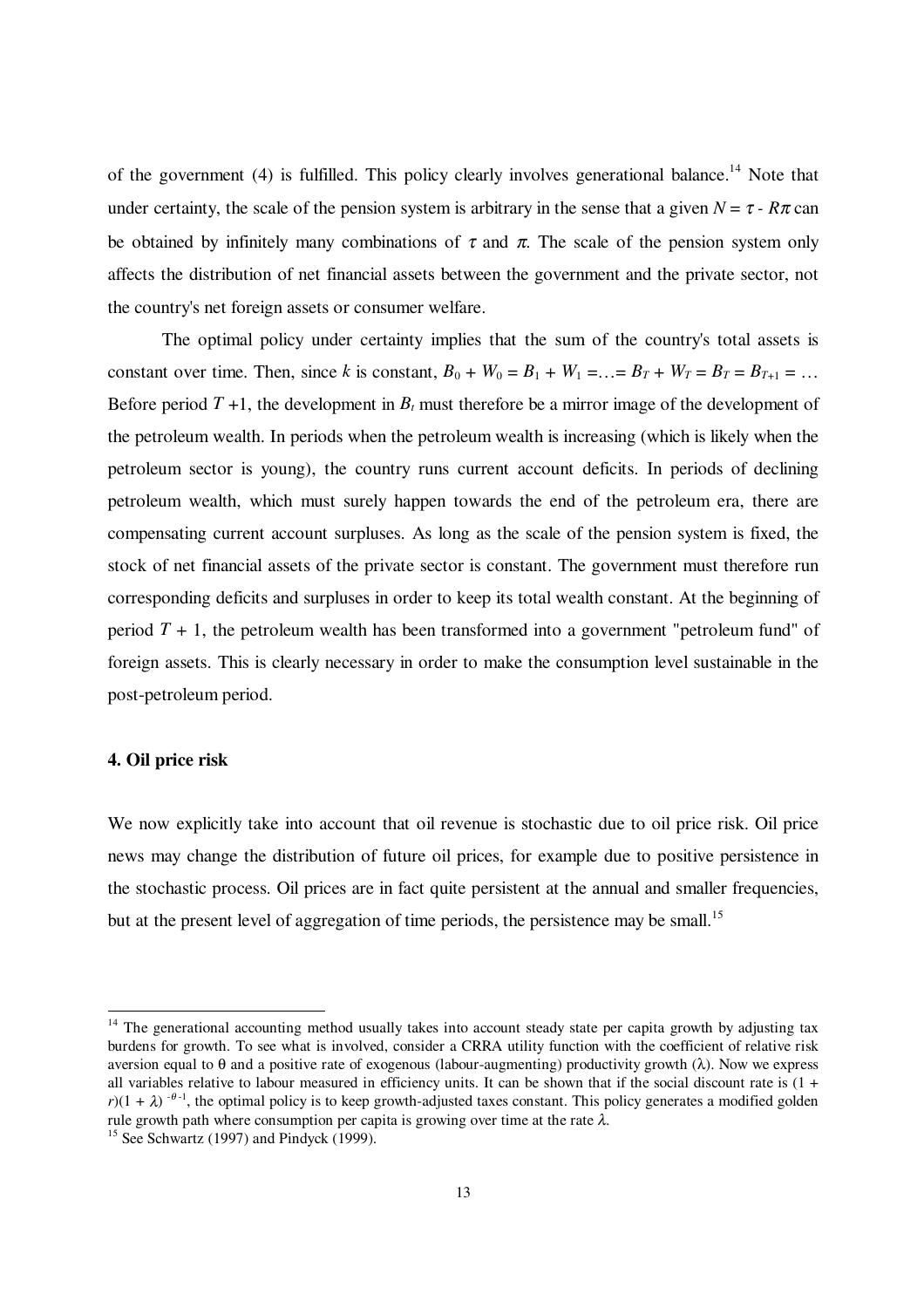of the government (4) is fulfilled. This policy clearly involves generational balance.[14] Note that under certainty, the scale of the pension system is arbitrary in the sense that a given $N = \tau - R\pi$ can be obtained by infinitely many combinations of $\tau$ and $\pi$. The scale of the pension system only affects the distribution of net financial assets between the government and the private sector, not the country's net foreign assets or consumer welfare.

The optimal policy under certainty implies that the sum of the country's total assets is constant over time. Then, since $k$ is constant, $B_0 + W_0 = B_1 + W_1 = \ldots = B_T + W_T = B_T = B_{T+1} = \ldots$ Before period $T+1$, the development in $B_t$ must therefore be a mirror image of the development of the petroleum wealth. In periods when the petroleum wealth is increasing (which is likely when the petroleum sector is young), the country runs current account deficits. In periods of declining petroleum wealth, which must surely happen towards the end of the petroleum era, there are compensating current account surpluses. As long as the scale of the pension system is fixed, the stock of net financial assets of the private sector is constant. The government must therefore run corresponding deficits and surpluses in order to keep its total wealth constant. At the beginning of period $T + 1$, the petroleum wealth has been transformed into a government "petroleum fund" of foreign assets. This is clearly necessary in order to make the consumption level sustainable in the post-petroleum period.

## 4. Oil price risk

We now explicitly take into account that oil revenue is stochastic due to oil price risk. Oil price news may change the distribution of future oil prices, for example due to positive persistence in the stochastic process. Oil prices are in fact quite persistent at the annual and smaller frequencies, but at the present level of aggregation of time periods, the persistence may be small.[15]

---

[14] The generational accounting method usually takes into account steady state per capita growth by adjusting tax burdens for growth. To see what is involved, consider a CRRA utility function with the coefficient of relative risk aversion equal to θ and a positive rate of exogenous (labour-augmenting) productivity growth ($\lambda$). Now we express all variables relative to labour measured in efficiency units. It can be shown that if the social discount rate is $(1 + r)(1 + \lambda)^{-\theta-1}$, the optimal policy is to keep growth-adjusted taxes constant. This policy generates a modified golden rule growth path where consumption per capita is growing over time at the rate $\lambda$.

[15] See Schwartz (1997) and Pindyck (1999).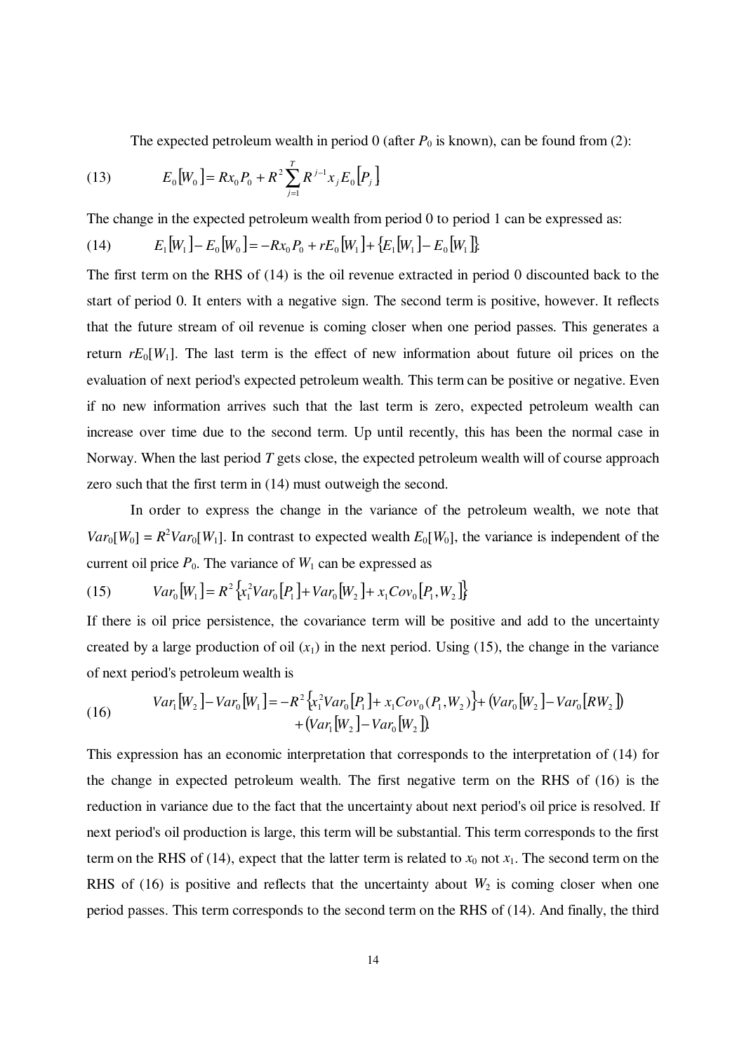The expected petroleum wealth in period 0 (after $P_0$ is known), can be found from (2):

$$E_0[W_0] = Rx_0P_0 + R^2 \sum_{j=1}^{T} R^{j-1} x_j E_0[P_j] \tag{13}$$

The change in the expected petroleum wealth from period 0 to period 1 can be expressed as:

$$E_1[W_1] - E_0[W_0] = -Rx_0P_0 + rE_0[W_1] + \{E_1[W_1] - E_0[W_1]\}. \tag{14}$$

The first term on the RHS of (14) is the oil revenue extracted in period 0 discounted back to the start of period 0. It enters with a negative sign. The second term is positive, however. It reflects that the future stream of oil revenue is coming closer when one period passes. This generates a return $rE_0[W_1]$. The last term is the effect of new information about future oil prices on the evaluation of next period's expected petroleum wealth. This term can be positive or negative. Even if no new information arrives such that the last term is zero, expected petroleum wealth can increase over time due to the second term. Up until recently, this has been the normal case in Norway. When the last period $T$ gets close, the expected petroleum wealth will of course approach zero such that the first term in (14) must outweigh the second.

In order to express the change in the variance of the petroleum wealth, we note that $Var_0[W_0] = R^2Var_0[W_1]$. In contrast to expected wealth $E_0[W_0]$, the variance is independent of the current oil price $P_0$. The variance of $W_1$ can be expressed as

$$Var_0[W_1] = R^2\{x_1^2Var_0[P_1] + Var_0[W_2] + x_1Cov_0[P_1, W_2]\} \tag{15}$$

If there is oil price persistence, the covariance term will be positive and add to the uncertainty created by a large production of oil ($x_1$) in the next period. Using (15), the change in the variance of next period's petroleum wealth is

$$\begin{aligned} Var_1[W_2] - Var_0[W_1] = & -R^2\{x_1^2Var_0[P_1] + x_1Cov_0(P_1, W_2)\} + (Var_0[W_2] - Var_0[RW_2]) \\ & + (Var_1[W_2] - Var_0[W_2]). \end{aligned} \tag{16}$$

This expression has an economic interpretation that corresponds to the interpretation of (14) for the change in expected petroleum wealth. The first negative term on the RHS of (16) is the reduction in variance due to the fact that the uncertainty about next period's oil price is resolved. If next period's oil production is large, this term will be substantial. This term corresponds to the first term on the RHS of (14), expect that the latter term is related to $x_0$ not $x_1$. The second term on the RHS of (16) is positive and reflects that the uncertainty about $W_2$ is coming closer when one period passes. This term corresponds to the second term on the RHS of (14). And finally, the third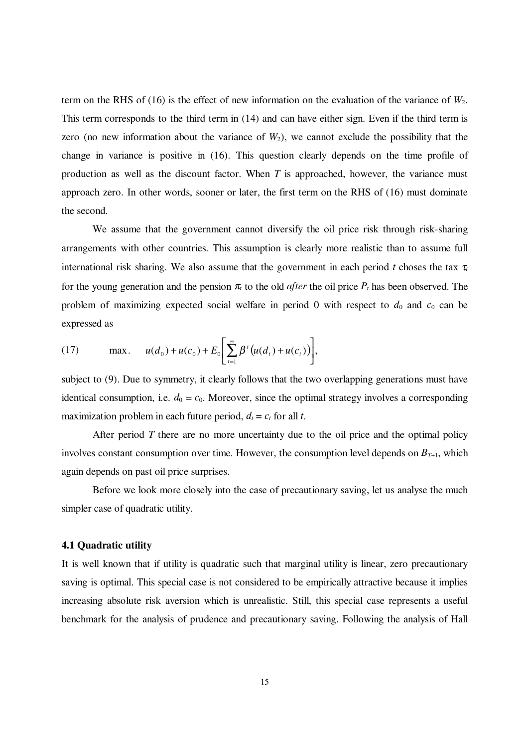term on the RHS of (16) is the effect of new information on the evaluation of the variance of $W_2$. This term corresponds to the third term in (14) and can have either sign. Even if the third term is zero (no new information about the variance of $W_2$), we cannot exclude the possibility that the change in variance is positive in (16). This question clearly depends on the time profile of production as well as the discount factor. When $T$ is approached, however, the variance must approach zero. In other words, sooner or later, the first term on the RHS of (16) must dominate the second.

We assume that the government cannot diversify the oil price risk through risk-sharing arrangements with other countries. This assumption is clearly more realistic than to assume full international risk sharing. We also assume that the government in each period $t$ choses the tax $\tau_t$ for the young generation and the pension $\pi_t$ to the old *after* the oil price $P_t$ has been observed. The problem of maximizing expected social welfare in period 0 with respect to $d_0$ and $c_0$ can be expressed as

$$\text{(17)} \qquad \max. \quad u(d_0) + u(c_0) + E_0\left[\sum_{t=1}^{\infty} \beta^t \left(u(d_t) + u(c_t)\right)\right],$$

subject to (9). Due to symmetry, it clearly follows that the two overlapping generations must have identical consumption, i.e. $d_0 = c_0$. Moreover, since the optimal strategy involves a corresponding maximization problem in each future period, $d_t = c_t$ for all $t$.

After period $T$ there are no more uncertainty due to the oil price and the optimal policy involves constant consumption over time. However, the consumption level depends on $B_{T+1}$, which again depends on past oil price surprises.

Before we look more closely into the case of precautionary saving, let us analyse the much simpler case of quadratic utility.

### 4.1 Quadratic utility

It is well known that if utility is quadratic such that marginal utility is linear, zero precautionary saving is optimal. This special case is not considered to be empirically attractive because it implies increasing absolute risk aversion which is unrealistic. Still, this special case represents a useful benchmark for the analysis of prudence and precautionary saving. Following the analysis of Hall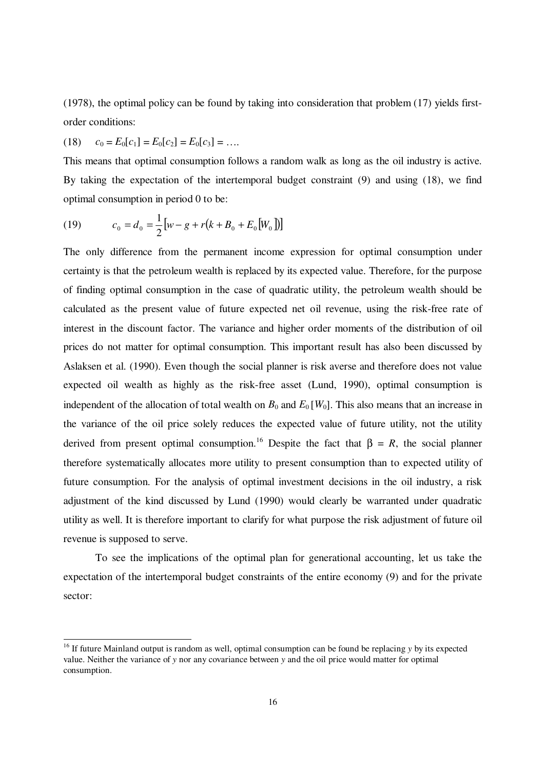(1978), the optimal policy can be found by taking into consideration that problem (17) yields first-order conditions:

(18) $c_0 = E_0[c_1] = E_0[c_2] = E_0[c_3] = \ldots$

This means that optimal consumption follows a random walk as long as the oil industry is active. By taking the expectation of the intertemporal budget constraint (9) and using (18), we find optimal consumption in period 0 to be:

$$(19) \qquad c_0 = d_0 = \frac{1}{2}\left[w - g + r\left(k + B_0 + E_0\left[W_0\right]\right)\right]$$

The only difference from the permanent income expression for optimal consumption under certainty is that the petroleum wealth is replaced by its expected value. Therefore, for the purpose of finding optimal consumption in the case of quadratic utility, the petroleum wealth should be calculated as the present value of future expected net oil revenue, using the risk-free rate of interest in the discount factor. The variance and higher order moments of the distribution of oil prices do not matter for optimal consumption. This important result has also been discussed by Aslaksen et al. (1990). Even though the social planner is risk averse and therefore does not value expected oil wealth as highly as the risk-free asset (Lund, 1990), optimal consumption is independent of the allocation of total wealth on $B_0$ and $E_0[W_0]$. This also means that an increase in the variance of the oil price solely reduces the expected value of future utility, not the utility derived from present optimal consumption.[16] Despite the fact that $\beta = R$, the social planner therefore systematically allocates more utility to present consumption than to expected utility of future consumption. For the analysis of optimal investment decisions in the oil industry, a risk adjustment of the kind discussed by Lund (1990) would clearly be warranted under quadratic utility as well. It is therefore important to clarify for what purpose the risk adjustment of future oil revenue is supposed to serve.

To see the implications of the optimal plan for generational accounting, let us take the expectation of the intertemporal budget constraints of the entire economy (9) and for the private sector:

---

[16] If future Mainland output is random as well, optimal consumption can be found be replacing $y$ by its expected value. Neither the variance of $y$ nor any covariance between $y$ and the oil price would matter for optimal consumption.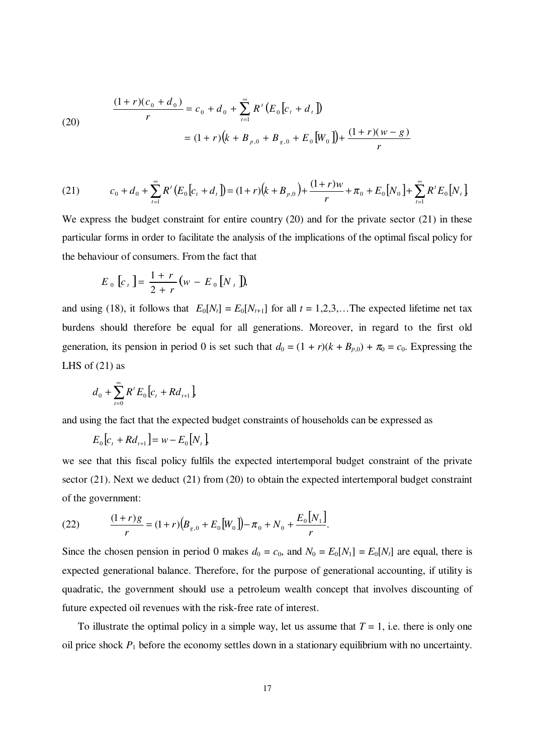$$
(20) \qquad \frac{(1+r)(c_0+d_0)}{r} = c_0 + d_0 + \sum_{t=1}^{\infty} R^t \left(E_0\left[c_t + d_t\right]\right) = (1+r)\left(k + B_{p,0} + B_{g,0} + E_0\left[W_0\right]\right) + \frac{(1+r)(w-g)}{r}
$$

$$
(21) \qquad c_0 + d_0 + \sum_{t=1}^{\infty} R^t \left(E_0\left[c_t + d_t\right]\right) = (1+r)\left(k + B_{p,0}\right) + \frac{(1+r)w}{r} + \pi_0 + E_0\left[N_0\right] + \sum_{t=1}^{\infty} R^t E_0\left[N_t\right].
$$

We express the budget constraint for entire country (20) and for the private sector (21) in these particular forms in order to facilitate the analysis of the implications of the optimal fiscal policy for the behaviour of consumers. From the fact that

$$
E_0\left[c_t\right] = \frac{1+r}{2+r}\left(w - E_0\left[N_t\right]\right),
$$

and using (18), it follows that $E_0[N_t] = E_0[N_{t+1}]$ for all $t = 1,2,3,\ldots$ The expected lifetime net tax burdens should therefore be equal for all generations. Moreover, in regard to the first old generation, its pension in period 0 is set such that $d_0 = (1+r)(k + B_{p,0}) + \pi_0 = c_0$. Expressing the LHS of (21) as

$$
d_0 + \sum_{t=0}^{\infty} R^t E_0\left[c_t + Rd_{t+1}\right],
$$

and using the fact that the expected budget constraints of households can be expressed as

$$
E_0\left[c_t + Rd_{t+1}\right] = w - E_0\left[N_t\right],
$$

we see that this fiscal policy fulfils the expected intertemporal budget constraint of the private sector (21). Next we deduct (21) from (20) to obtain the expected intertemporal budget constraint of the government:

$$
(22) \qquad \frac{(1+r)g}{r} = (1+r)\left(B_{g,0} + E_0\left[W_0\right]\right) - \pi_0 + N_0 + \frac{E_0\left[N_1\right]}{r}.
$$

Since the chosen pension in period 0 makes $d_0 = c_0$, and $N_0 = E_0[N_1] = E_0[N_t]$ are equal, there is expected generational balance. Therefore, for the purpose of generational accounting, if utility is quadratic, the government should use a petroleum wealth concept that involves discounting of future expected oil revenues with the risk-free rate of interest.

To illustrate the optimal policy in a simple way, let us assume that $T = 1$, i.e. there is only one oil price shock $P_1$ before the economy settles down in a stationary equilibrium with no uncertainty.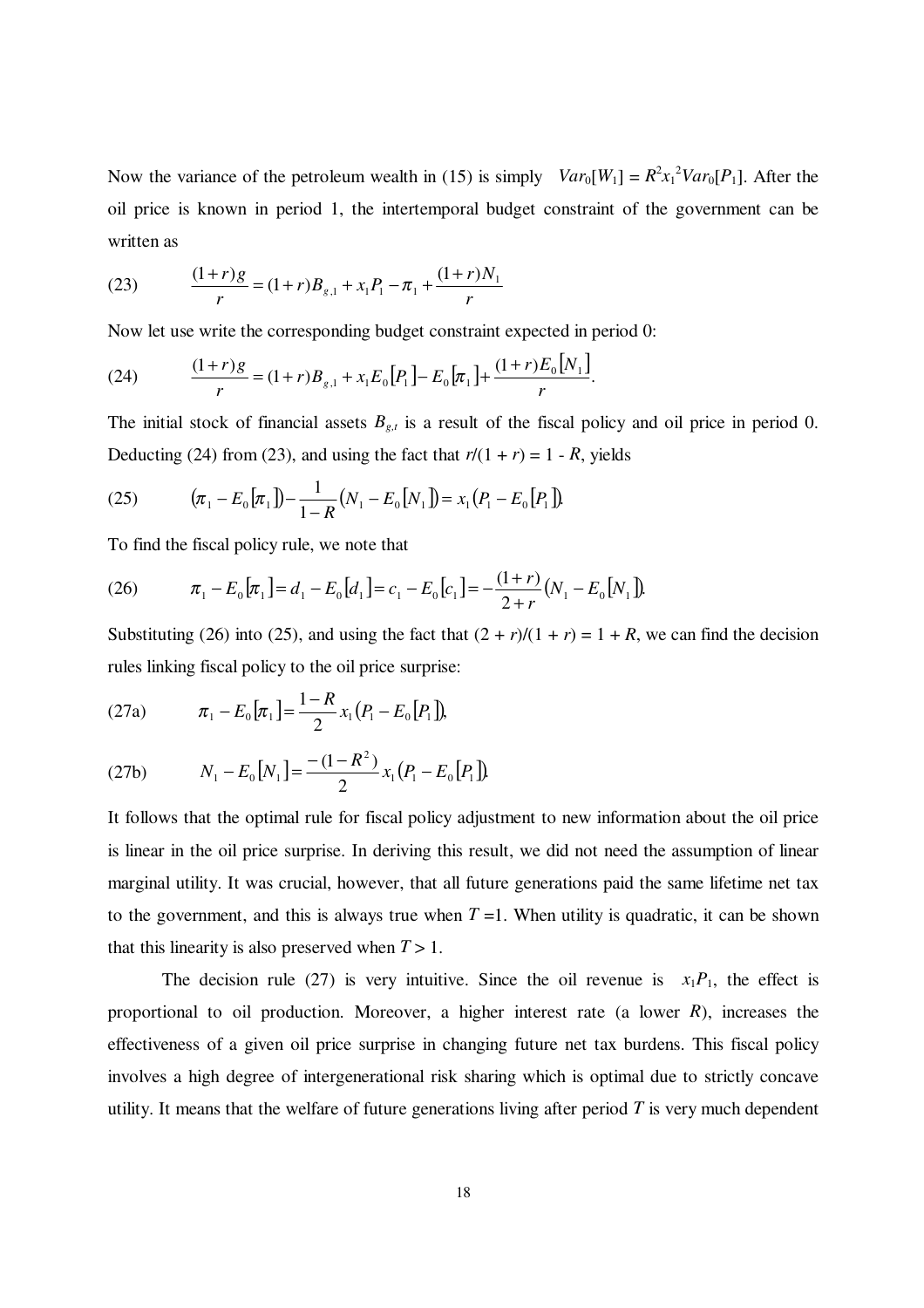Now the variance of the petroleum wealth in (15) is simply $Var_0[W_1] = R^2 x_1^2 Var_0[P_1]$. After the oil price is known in period 1, the intertemporal budget constraint of the government can be written as

$$\text{(23)} \qquad \frac{(1+r)g}{r} = (1+r)B_{g,1} + x_1 P_1 - \pi_1 + \frac{(1+r)N_1}{r}$$

Now let use write the corresponding budget constraint expected in period 0:

$$\text{(24)} \qquad \frac{(1+r)g}{r} = (1+r)B_{g,1} + x_1 E_0[P_1] - E_0[\pi_1] + \frac{(1+r)E_0[N_1]}{r}.$$

The initial stock of financial assets $B_{g,t}$ is a result of the fiscal policy and oil price in period 0. Deducting (24) from (23), and using the fact that $r/(1 + r) = 1 - R$, yields

$$\text{(25)} \qquad (\pi_1 - E_0[\pi_1]) - \frac{1}{1-R}(N_1 - E_0[N_1]) = x_1(P_1 - E_0[P_1]).$$

To find the fiscal policy rule, we note that

$$\text{(26)} \qquad \pi_1 - E_0[\pi_1] = d_1 - E_0[d_1] = c_1 - E_0[c_1] = -\frac{(1+r)}{2+r}(N_1 - E_0[N_1]).$$

Substituting (26) into (25), and using the fact that $(2 + r)/(1 + r) = 1 + R$, we can find the decision rules linking fiscal policy to the oil price surprise:

$$\text{(27a)} \qquad \pi_1 - E_0[\pi_1] = \frac{1-R}{2} x_1(P_1 - E_0[P_1]),$$

$$\text{(27b)} \qquad N_1 - E_0[N_1] = \frac{-(1-R^2)}{2} x_1(P_1 - E_0[P_1]).$$

It follows that the optimal rule for fiscal policy adjustment to new information about the oil price is linear in the oil price surprise. In deriving this result, we did not need the assumption of linear marginal utility. It was crucial, however, that all future generations paid the same lifetime net tax to the government, and this is always true when $T = 1$. When utility is quadratic, it can be shown that this linearity is also preserved when $T > 1$.

The decision rule (27) is very intuitive. Since the oil revenue is $x_1 P_1$, the effect is proportional to oil production. Moreover, a higher interest rate (a lower $R$), increases the effectiveness of a given oil price surprise in changing future net tax burdens. This fiscal policy involves a high degree of intergenerational risk sharing which is optimal due to strictly concave utility. It means that the welfare of future generations living after period $T$ is very much dependent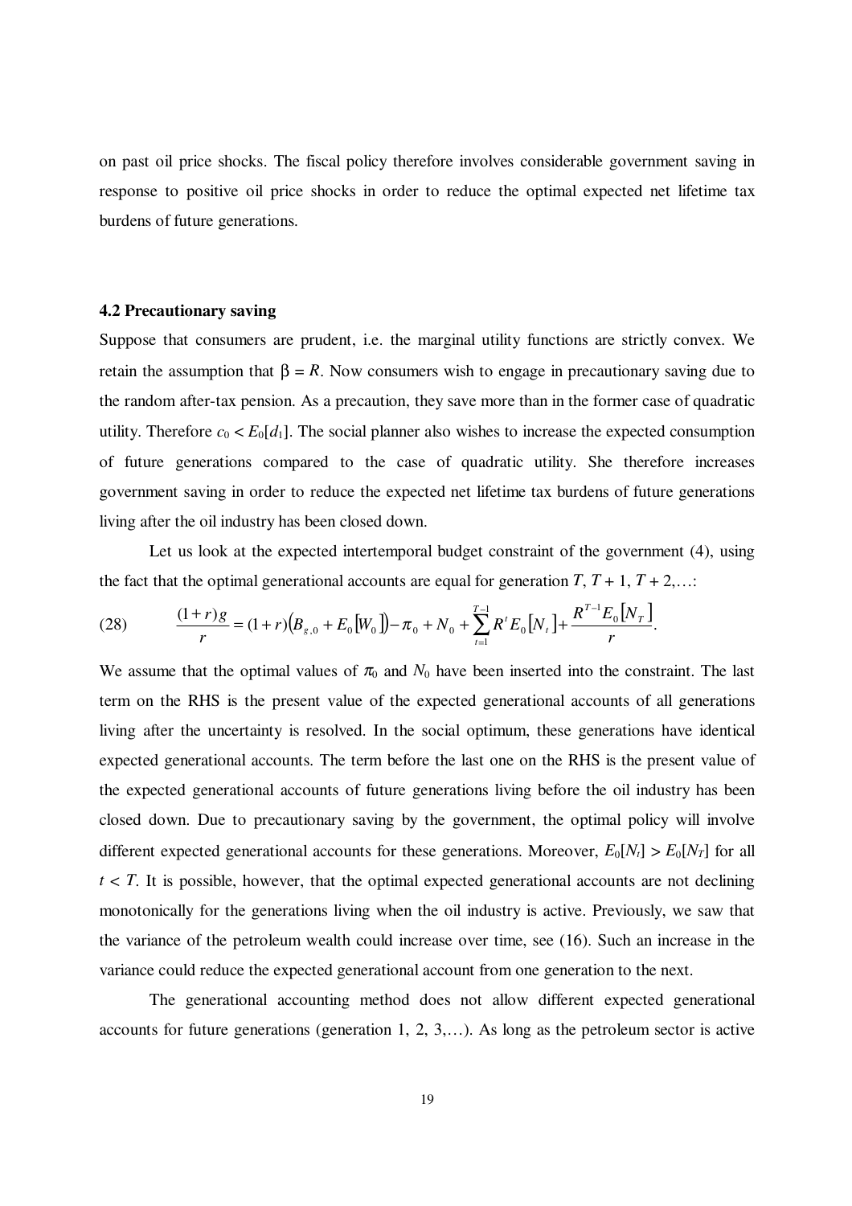on past oil price shocks. The fiscal policy therefore involves considerable government saving in response to positive oil price shocks in order to reduce the optimal expected net lifetime tax burdens of future generations.

### 4.2 Precautionary saving

Suppose that consumers are prudent, i.e. the marginal utility functions are strictly convex. We retain the assumption that $\beta = R$. Now consumers wish to engage in precautionary saving due to the random after-tax pension. As a precaution, they save more than in the former case of quadratic utility. Therefore $c_0 < E_0[d_1]$. The social planner also wishes to increase the expected consumption of future generations compared to the case of quadratic utility. She therefore increases government saving in order to reduce the expected net lifetime tax burdens of future generations living after the oil industry has been closed down.

Let us look at the expected intertemporal budget constraint of the government (4), using the fact that the optimal generational accounts are equal for generation $T$, $T + 1$, $T + 2$,…:

$$
(28) \qquad \frac{(1+r)g}{r} = (1+r)\big(B_{g,0} + E_0[W_0]\big) - \pi_0 + N_0 + \sum_{t=1}^{T-1} R^t E_0[N_t] + \frac{R^{T-1} E_0[N_T]}{r}.
$$

We assume that the optimal values of $\pi_0$ and $N_0$ have been inserted into the constraint. The last term on the RHS is the present value of the expected generational accounts of all generations living after the uncertainty is resolved. In the social optimum, these generations have identical expected generational accounts. The term before the last one on the RHS is the present value of the expected generational accounts of future generations living before the oil industry has been closed down. Due to precautionary saving by the government, the optimal policy will involve different expected generational accounts for these generations. Moreover, $E_0[N_t] > E_0[N_T]$ for all $t < T$. It is possible, however, that the optimal expected generational accounts are not declining monotonically for the generations living when the oil industry is active. Previously, we saw that the variance of the petroleum wealth could increase over time, see (16). Such an increase in the variance could reduce the expected generational account from one generation to the next.

The generational accounting method does not allow different expected generational accounts for future generations (generation 1, 2, 3,…). As long as the petroleum sector is active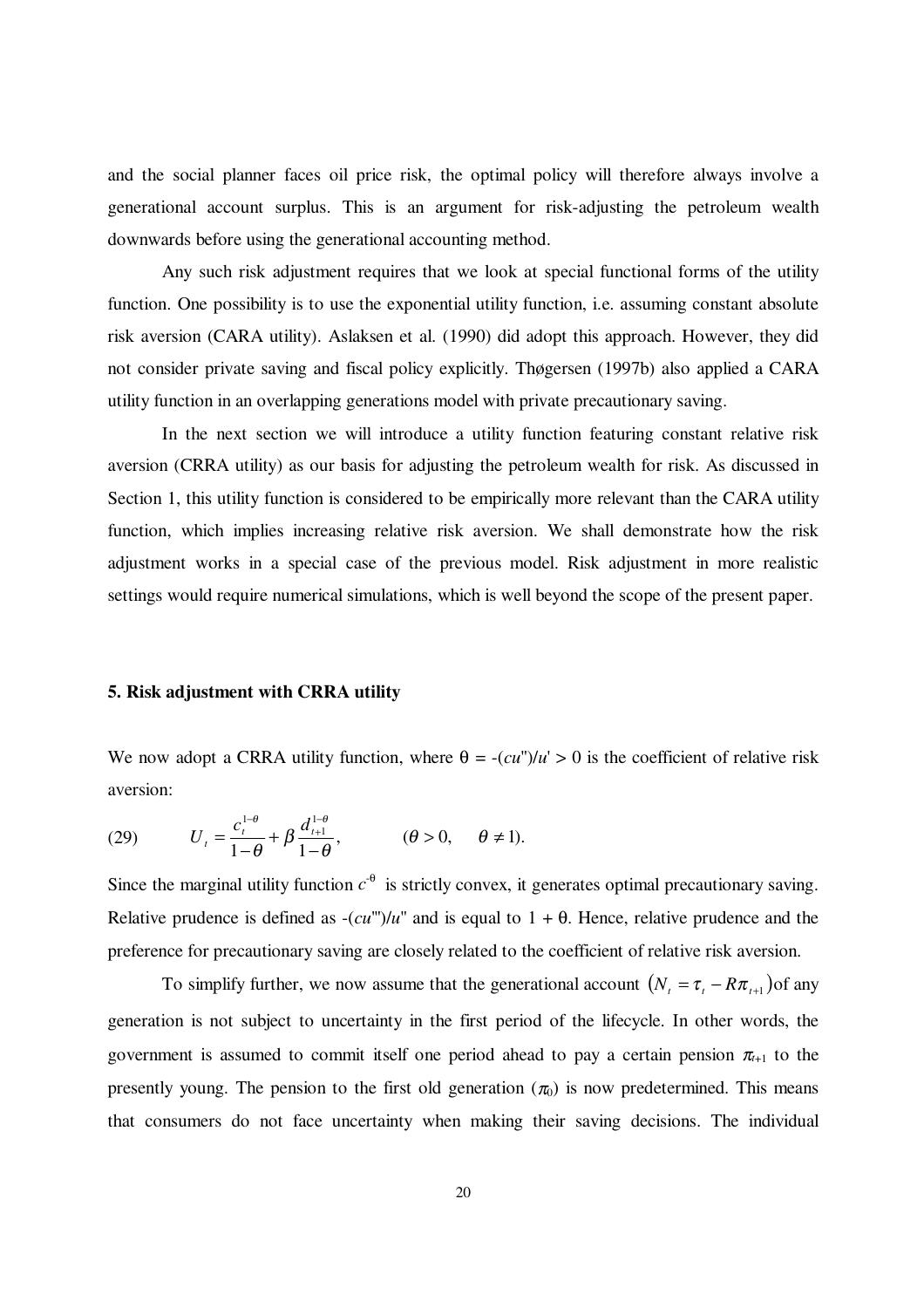and the social planner faces oil price risk, the optimal policy will therefore always involve a generational account surplus. This is an argument for risk-adjusting the petroleum wealth downwards before using the generational accounting method.

Any such risk adjustment requires that we look at special functional forms of the utility function. One possibility is to use the exponential utility function, i.e. assuming constant absolute risk aversion (CARA utility). Aslaksen et al. (1990) did adopt this approach. However, they did not consider private saving and fiscal policy explicitly. Thøgersen (1997b) also applied a CARA utility function in an overlapping generations model with private precautionary saving.

In the next section we will introduce a utility function featuring constant relative risk aversion (CRRA utility) as our basis for adjusting the petroleum wealth for risk. As discussed in Section 1, this utility function is considered to be empirically more relevant than the CARA utility function, which implies increasing relative risk aversion. We shall demonstrate how the risk adjustment works in a special case of the previous model. Risk adjustment in more realistic settings would require numerical simulations, which is well beyond the scope of the present paper.

## 5. Risk adjustment with CRRA utility

We now adopt a CRRA utility function, where $\theta = -(cu'')/u' > 0$ is the coefficient of relative risk aversion:

$$(29) \qquad U_t = \frac{c_t^{1-\theta}}{1-\theta} + \beta \frac{d_{t+1}^{1-\theta}}{1-\theta}, \qquad (\theta > 0, \quad \theta \neq 1).$$

Since the marginal utility function $c^{-\theta}$ is strictly convex, it generates optimal precautionary saving. Relative prudence is defined as $-(cu''')/u''$ and is equal to $1 + \theta$. Hence, relative prudence and the preference for precautionary saving are closely related to the coefficient of relative risk aversion.

To simplify further, we now assume that the generational account $(N_t = \tau_t - R\pi_{t+1})$ of any generation is not subject to uncertainty in the first period of the lifecycle. In other words, the government is assumed to commit itself one period ahead to pay a certain pension $\pi_{t+1}$ to the presently young. The pension to the first old generation ($\pi_0$) is now predetermined. This means that consumers do not face uncertainty when making their saving decisions. The individual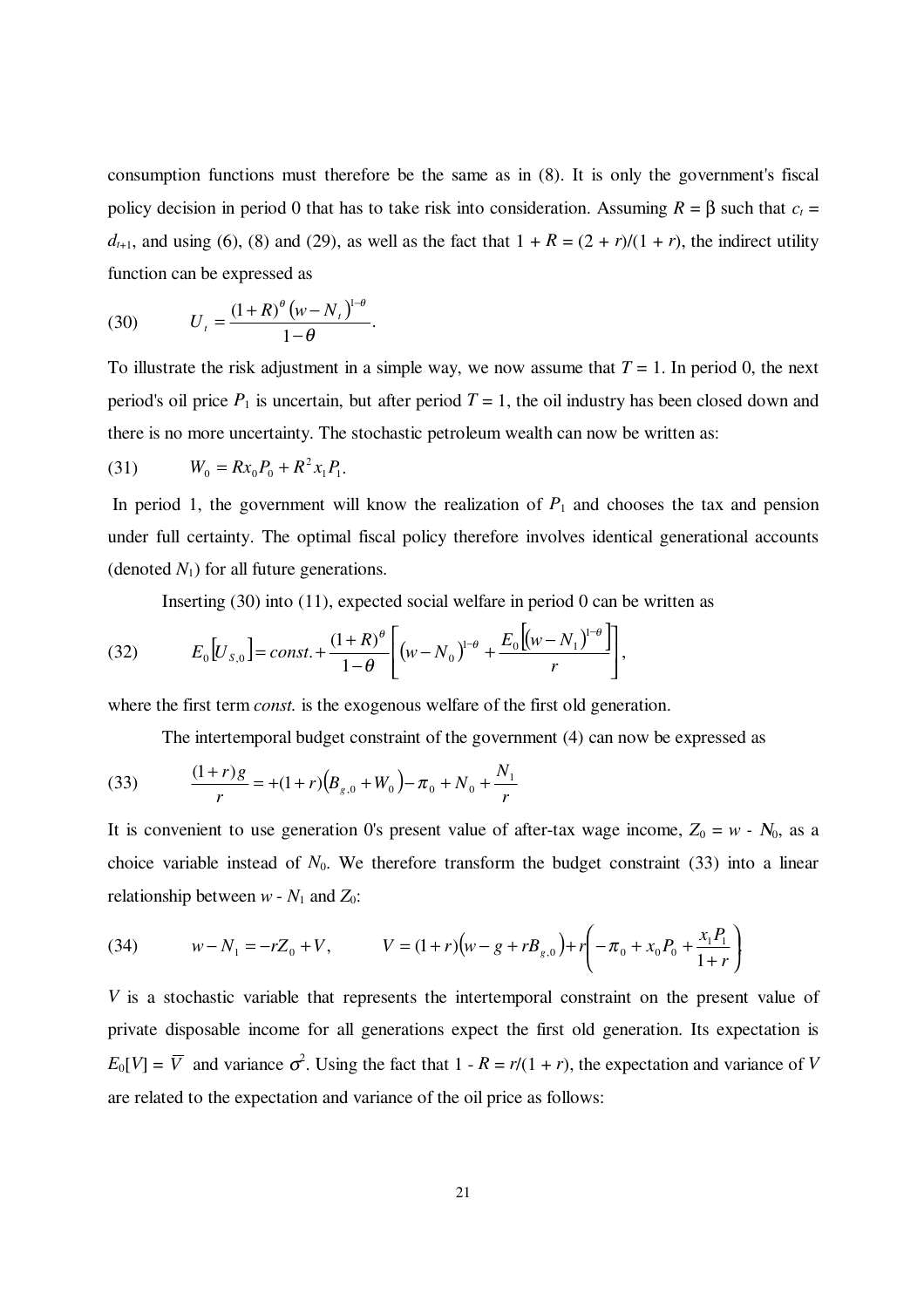consumption functions must therefore be the same as in (8). It is only the government's fiscal policy decision in period 0 that has to take risk into consideration. Assuming $R = \beta$ such that $c_t = d_{t+1}$, and using (6), (8) and (29), as well as the fact that $1 + R = (2 + r)/(1 + r)$, the indirect utility function can be expressed as

$$(30) \qquad U_t = \frac{(1+R)^{\theta}\left(w - N_t\right)^{1-\theta}}{1-\theta}.$$

To illustrate the risk adjustment in a simple way, we now assume that $T = 1$. In period 0, the next period's oil price $P_1$ is uncertain, but after period $T = 1$, the oil industry has been closed down and there is no more uncertainty. The stochastic petroleum wealth can now be written as:

$$(31) \qquad W_0 = Rx_0P_0 + R^2x_1P_1.$$

In period 1, the government will know the realization of $P_1$ and chooses the tax and pension under full certainty. The optimal fiscal policy therefore involves identical generational accounts (denoted $N_1$) for all future generations.

Inserting (30) into (11), expected social welfare in period 0 can be written as

$$(32) \qquad E_0\left[U_{S,0}\right] = const. + \frac{(1+R)^{\theta}}{1-\theta}\left[\left(w - N_0\right)^{1-\theta} + \frac{E_0\left[\left(w - N_1\right)^{1-\theta}\right]}{r}\right],$$

where the first term *const.* is the exogenous welfare of the first old generation.

The intertemporal budget constraint of the government (4) can now be expressed as

$$(33) \qquad \frac{(1+r)g}{r} = +(1+r)\left(B_{g,0} + W_0\right) - \pi_0 + N_0 + \frac{N_1}{r}$$

It is convenient to use generation 0's present value of after-tax wage income, $Z_0 = w - N_0$, as a choice variable instead of $N_0$. We therefore transform the budget constraint (33) into a linear relationship between $w - N_1$ and $Z_0$:

$$(34) \qquad w - N_1 = -rZ_0 + V, \qquad V = (1+r)\left(w - g + rB_{g,0}\right) + r\left(-\pi_0 + x_0P_0 + \frac{x_1P_1}{1+r}\right)$$

$V$ is a stochastic variable that represents the intertemporal constraint on the present value of private disposable income for all generations expect the first old generation. Its expectation is $E_0[V] = \overline{V}$ and variance $\sigma^2$. Using the fact that $1 - R = r/(1 + r)$, the expectation and variance of $V$ are related to the expectation and variance of the oil price as follows: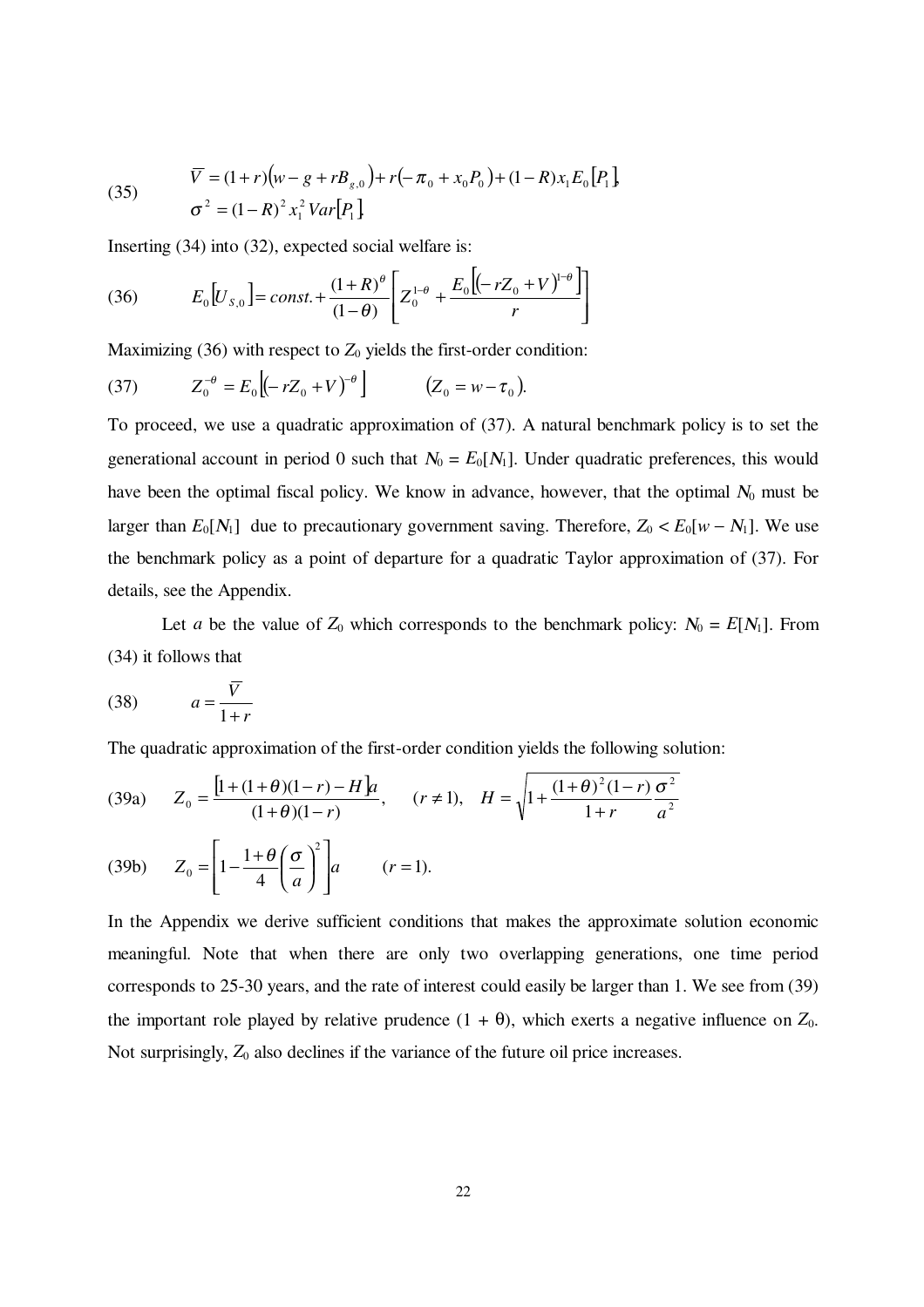$$
\begin{aligned}
&\overline{V} = (1+r)\left(w - g + rB_{g,0}\right) + r\left(-\pi_0 + x_0 P_0\right) + (1-R)x_1 E_0\left[P_1\right], \\
&\sigma^2 = (1-R)^2 x_1^2 \, Var\left[P_1\right]
\end{aligned}
\tag{35}
$$

Inserting (34) into (32), expected social welfare is:

$$
E_0\left[U_{S,0}\right] = const. + \frac{(1+R)^{\theta}}{(1-\theta)}\left[Z_0^{1-\theta} + \frac{E_0\left[\left(-rZ_0 + V\right)^{1-\theta}\right]}{r}\right] \tag{36}
$$

Maximizing (36) with respect to $Z_0$ yields the first-order condition:

$$
Z_0^{-\theta} = E_0\left[\left(-rZ_0 + V\right)^{-\theta}\right] \qquad \left(Z_0 = w - \tau_0\right). \tag{37}
$$

To proceed, we use a quadratic approximation of (37). A natural benchmark policy is to set the generational account in period 0 such that $N_0 = E_0[N_1]$. Under quadratic preferences, this would have been the optimal fiscal policy. We know in advance, however, that the optimal $N_0$ must be larger than $E_0[N_1]$ due to precautionary government saving. Therefore, $Z_0 < E_0[w - N_1]$. We use the benchmark policy as a point of departure for a quadratic Taylor approximation of (37). For details, see the Appendix.

Let $a$ be the value of $Z_0$ which corresponds to the benchmark policy: $N_0 = E[N_1]$. From (34) it follows that

$$
a = \frac{\overline{V}}{1+r} \tag{38}
$$

The quadratic approximation of the first-order condition yields the following solution:

$$
Z_0 = \frac{\left[1 + (1+\theta)(1-r) - H\right]a}{(1+\theta)(1-r)}, \qquad (r \neq 1), \quad H = \sqrt{1 + \frac{(1+\theta)^2(1-r)}{1+r}\frac{\sigma^2}{a^2}} \tag{39a}
$$

$$
Z_0 = \left[1 - \frac{1+\theta}{4}\left(\frac{\sigma}{a}\right)^2\right]a \qquad (r = 1). \tag{39b}
$$

In the Appendix we derive sufficient conditions that makes the approximate solution economic meaningful. Note that when there are only two overlapping generations, one time period corresponds to 25-30 years, and the rate of interest could easily be larger than 1. We see from (39) the important role played by relative prudence $(1 + \theta)$, which exerts a negative influence on $Z_0$. Not surprisingly, $Z_0$ also declines if the variance of the future oil price increases.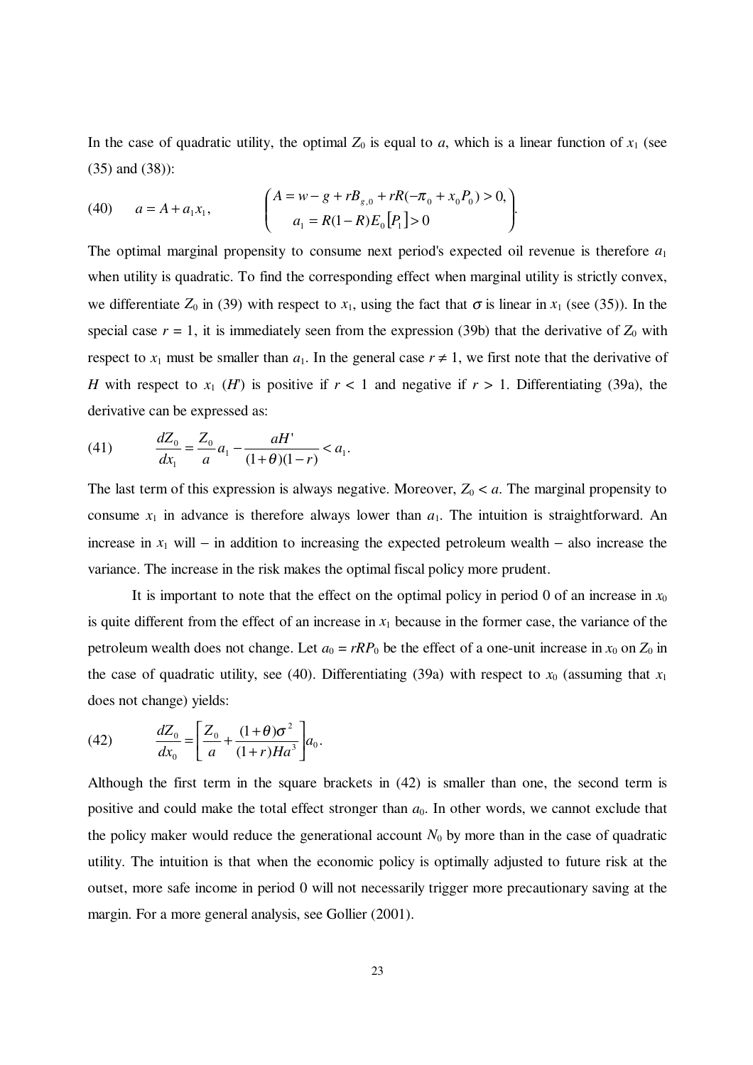In the case of quadratic utility, the optimal $Z_0$ is equal to $a$, which is a linear function of $x_1$ (see (35) and (38)):

$$
\text{(40)} \qquad a = A + a_1 x_1, \qquad \begin{pmatrix} A = w - g + rB_{g,0} + rR(-\pi_0 + x_0 P_0) > 0, \\ a_1 = R(1-R)E_0[P_1] > 0 \end{pmatrix}.
$$

The optimal marginal propensity to consume next period's expected oil revenue is therefore $a_1$ when utility is quadratic. To find the corresponding effect when marginal utility is strictly convex, we differentiate $Z_0$ in (39) with respect to $x_1$, using the fact that $\sigma$ is linear in $x_1$ (see (35)). In the special case $r = 1$, it is immediately seen from the expression (39b) that the derivative of $Z_0$ with respect to $x_1$ must be smaller than $a_1$. In the general case $r \neq 1$, we first note that the derivative of $H$ with respect to $x_1$ ($H'$) is positive if $r < 1$ and negative if $r > 1$. Differentiating (39a), the derivative can be expressed as:

$$
\text{(41)} \qquad \frac{dZ_0}{dx_1} = \frac{Z_0}{a} a_1 - \frac{aH'}{(1+\theta)(1-r)} < a_1.
$$

The last term of this expression is always negative. Moreover, $Z_0 < a$. The marginal propensity to consume $x_1$ in advance is therefore always lower than $a_1$. The intuition is straightforward. An increase in $x_1$ will – in addition to increasing the expected petroleum wealth – also increase the variance. The increase in the risk makes the optimal fiscal policy more prudent.

It is important to note that the effect on the optimal policy in period 0 of an increase in $x_0$ is quite different from the effect of an increase in $x_1$ because in the former case, the variance of the petroleum wealth does not change. Let $a_0 = rRP_0$ be the effect of a one-unit increase in $x_0$ on $Z_0$ in the case of quadratic utility, see (40). Differentiating (39a) with respect to $x_0$ (assuming that $x_1$ does not change) yields:

$$
\text{(42)} \qquad \frac{dZ_0}{dx_0} = \left[ \frac{Z_0}{a} + \frac{(1+\theta)\sigma^2}{(1+r)Ha^3} \right] a_0.
$$

Although the first term in the square brackets in (42) is smaller than one, the second term is positive and could make the total effect stronger than $a_0$. In other words, we cannot exclude that the policy maker would reduce the generational account $N_0$ by more than in the case of quadratic utility. The intuition is that when the economic policy is optimally adjusted to future risk at the outset, more safe income in period 0 will not necessarily trigger more precautionary saving at the margin. For a more general analysis, see Gollier (2001).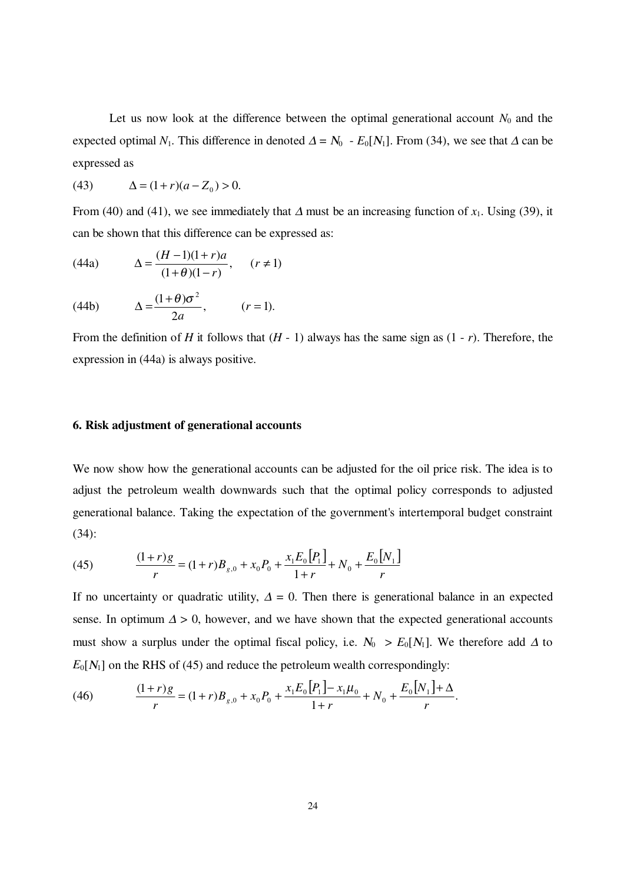Let us now look at the difference between the optimal generational account $N_0$ and the expected optimal $N_1$. This difference in denoted $\Delta = N_0 - E_0[N_1]$. From (34), we see that $\Delta$ can be expressed as

$$\text{(43)} \qquad \Delta = (1+r)(a - Z_0) > 0.$$

From (40) and (41), we see immediately that $\Delta$ must be an increasing function of $x_1$. Using (39), it can be shown that this difference can be expressed as:

$$\text{(44a)} \qquad \Delta = \frac{(H-1)(1+r)a}{(1+\theta)(1-r)}, \qquad (r \neq 1)$$

$$\text{(44b)} \qquad \Delta = \frac{(1+\theta)\sigma^2}{2a}, \qquad (r = 1).$$

From the definition of $H$ it follows that $(H - 1)$ always has the same sign as $(1 - r)$. Therefore, the expression in (44a) is always positive.

## 6. Risk adjustment of generational accounts

We now show how the generational accounts can be adjusted for the oil price risk. The idea is to adjust the petroleum wealth downwards such that the optimal policy corresponds to adjusted generational balance. Taking the expectation of the government's intertemporal budget constraint (34):

$$\text{(45)} \qquad \frac{(1+r)g}{r} = (1+r)B_{g,0} + x_0 P_0 + \frac{x_1 E_0[P_1]}{1+r} + N_0 + \frac{E_0[N_1]}{r}$$

If no uncertainty or quadratic utility, $\Delta = 0$. Then there is generational balance in an expected sense. In optimum $\Delta > 0$, however, and we have shown that the expected generational accounts must show a surplus under the optimal fiscal policy, i.e. $N_0 > E_0[N_1]$. We therefore add $\Delta$ to $E_0[N_1]$ on the RHS of (45) and reduce the petroleum wealth correspondingly:

$$\text{(46)} \qquad \frac{(1+r)g}{r} = (1+r)B_{g,0} + x_0 P_0 + \frac{x_1 E_0[P_1] - x_1 \mu_0}{1+r} + N_0 + \frac{E_0[N_1] + \Delta}{r}.$$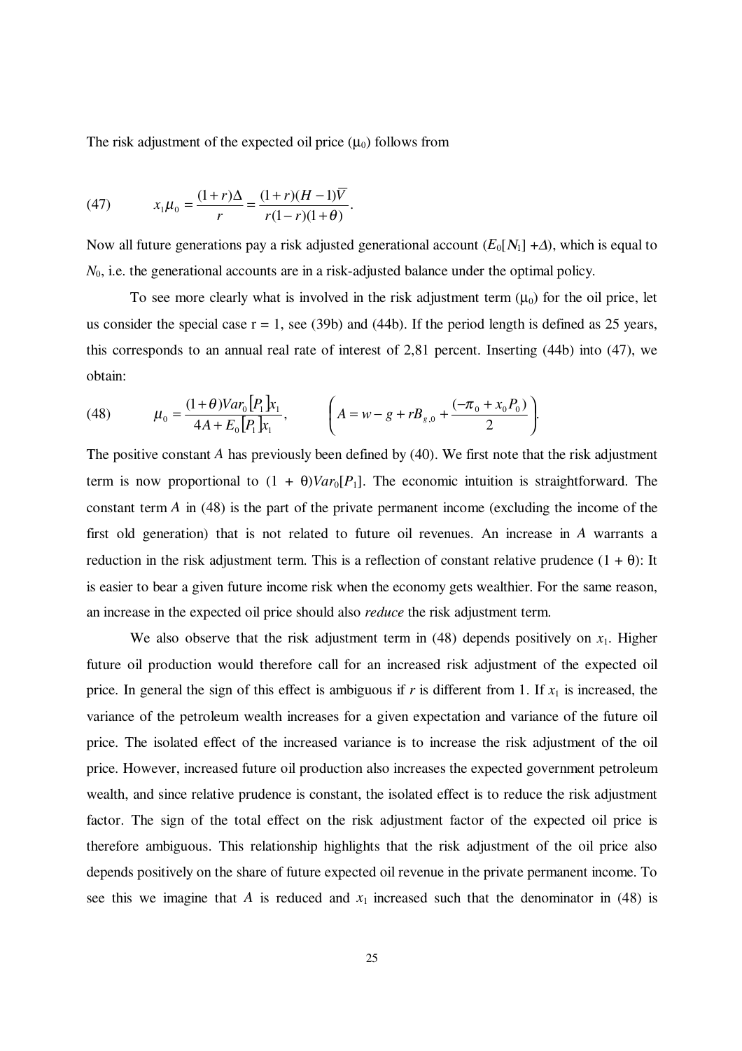The risk adjustment of the expected oil price ($\mu_0$) follows from

$$(47) \qquad x_1\mu_0 = \frac{(1+r)\Delta}{r} = \frac{(1+r)(H-1)\overline{V}}{r(1-r)(1+\theta)}.$$

Now all future generations pay a risk adjusted generational account ($E_0[N_1] + \Delta$), which is equal to $N_0$, i.e. the generational accounts are in a risk-adjusted balance under the optimal policy.

To see more clearly what is involved in the risk adjustment term ($\mu_0$) for the oil price, let us consider the special case r = 1, see (39b) and (44b). If the period length is defined as 25 years, this corresponds to an annual real rate of interest of 2,81 percent. Inserting (44b) into (47), we obtain:

$$(48) \qquad \mu_0 = \frac{(1+\theta)Var_0[P_1]x_1}{4A + E_0[P_1]x_1}, \qquad \left( A = w - g + rB_{g,0} + \frac{(-\pi_0 + x_0 P_0)}{2} \right).$$

The positive constant $A$ has previously been defined by (40). We first note that the risk adjustment term is now proportional to $(1 + \theta)Var_0[P_1]$. The economic intuition is straightforward. The constant term $A$ in (48) is the part of the private permanent income (excluding the income of the first old generation) that is not related to future oil revenues. An increase in $A$ warrants a reduction in the risk adjustment term. This is a reflection of constant relative prudence $(1 + \theta)$: It is easier to bear a given future income risk when the economy gets wealthier. For the same reason, an increase in the expected oil price should also *reduce* the risk adjustment term.

We also observe that the risk adjustment term in (48) depends positively on $x_1$. Higher future oil production would therefore call for an increased risk adjustment of the expected oil price. In general the sign of this effect is ambiguous if $r$ is different from 1. If $x_1$ is increased, the variance of the petroleum wealth increases for a given expectation and variance of the future oil price. The isolated effect of the increased variance is to increase the risk adjustment of the oil price. However, increased future oil production also increases the expected government petroleum wealth, and since relative prudence is constant, the isolated effect is to reduce the risk adjustment factor. The sign of the total effect on the risk adjustment factor of the expected oil price is therefore ambiguous. This relationship highlights that the risk adjustment of the oil price also depends positively on the share of future expected oil revenue in the private permanent income. To see this we imagine that $A$ is reduced and $x_1$ increased such that the denominator in (48) is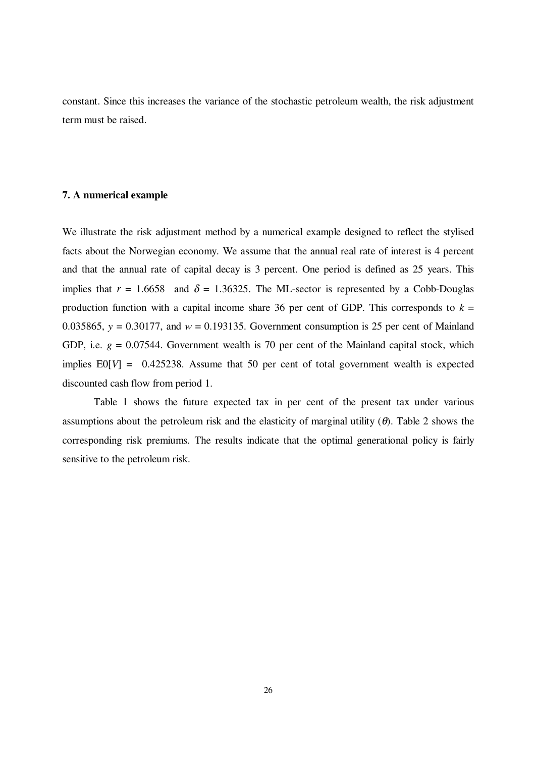constant. Since this increases the variance of the stochastic petroleum wealth, the risk adjustment term must be raised.

### 7. A numerical example

We illustrate the risk adjustment method by a numerical example designed to reflect the stylised facts about the Norwegian economy. We assume that the annual real rate of interest is 4 percent and that the annual rate of capital decay is 3 percent. One period is defined as 25 years. This implies that $r$ = 1.6658 and $\delta$ = 1.36325. The ML-sector is represented by a Cobb-Douglas production function with a capital income share 36 per cent of GDP. This corresponds to $k$ = 0.035865, $y$ = 0.30177, and $w$ = 0.193135. Government consumption is 25 per cent of Mainland GDP, i.e. $g$ = 0.07544. Government wealth is 70 per cent of the Mainland capital stock, which implies $E0[V]$ = 0.425238. Assume that 50 per cent of total government wealth is expected discounted cash flow from period 1.

Table 1 shows the future expected tax in per cent of the present tax under various assumptions about the petroleum risk and the elasticity of marginal utility ($\theta$). Table 2 shows the corresponding risk premiums. The results indicate that the optimal generational policy is fairly sensitive to the petroleum risk.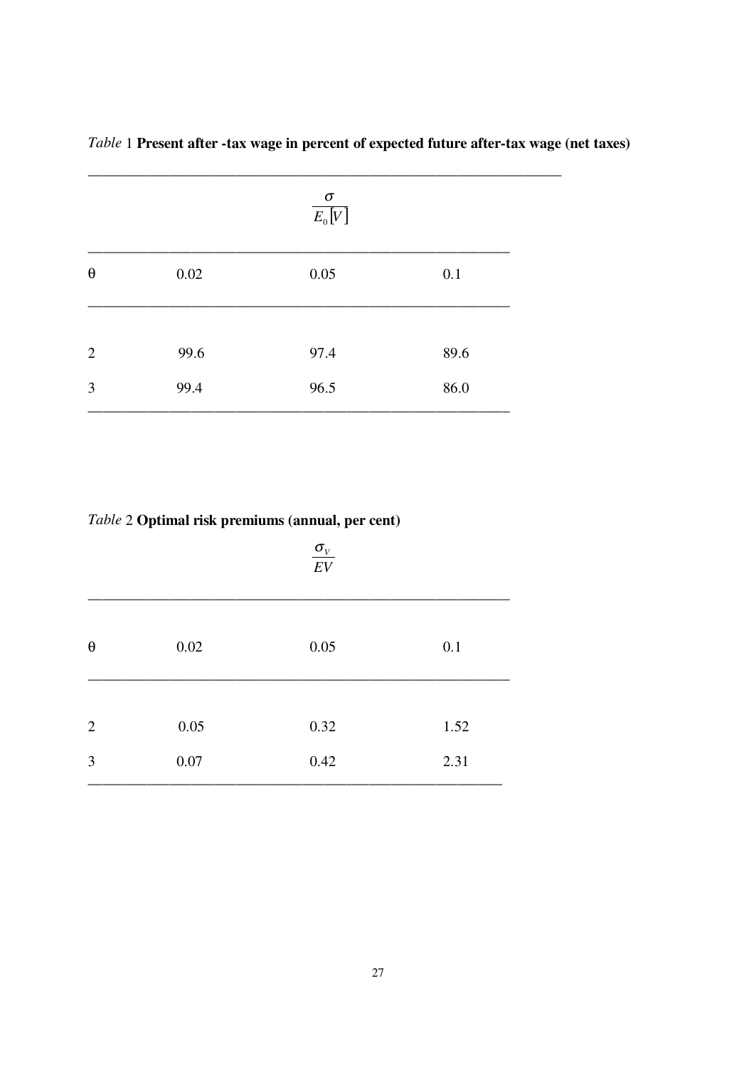*Table* 1 **Present after -tax wage in percent of expected future after-tax wage (net taxes)**

| | $\frac{\sigma}{E_0[V]}$ | | |
|---|---|---|---|
| θ | 0.02 | 0.05 | 0.1 |
| 2 | 99.6 | 97.4 | 89.6 |
| 3 | 99.4 | 96.5 | 86.0 |

*Table* 2 **Optimal risk premiums (annual, per cent)**

| | $\frac{\sigma_V}{EV}$ | | |
|---|---|---|---|
| θ | 0.02 | 0.05 | 0.1 |
| 2 | 0.05 | 0.32 | 1.52 |
| 3 | 0.07 | 0.42 | 2.31 |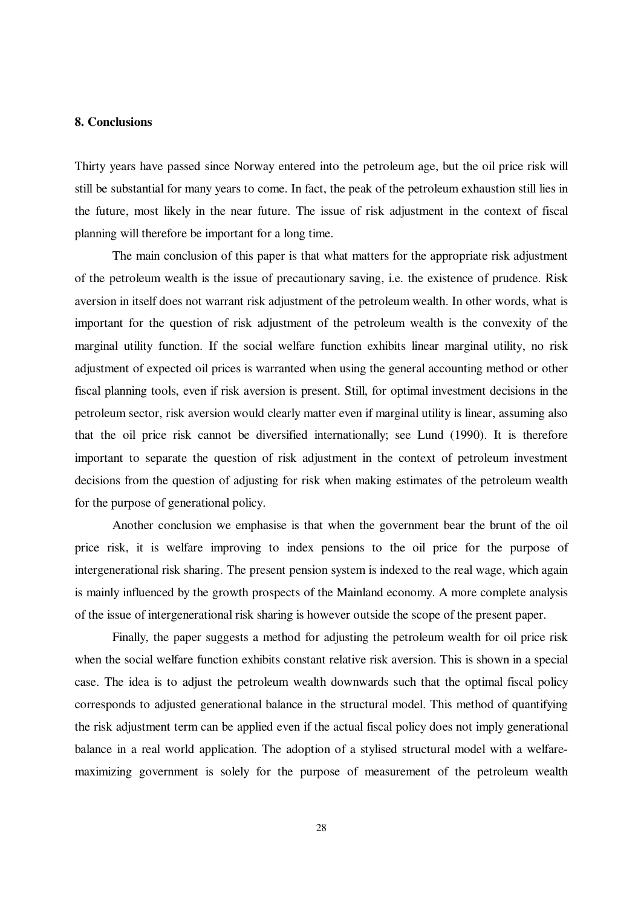## 8. Conclusions

Thirty years have passed since Norway entered into the petroleum age, but the oil price risk will still be substantial for many years to come. In fact, the peak of the petroleum exhaustion still lies in the future, most likely in the near future. The issue of risk adjustment in the context of fiscal planning will therefore be important for a long time.

The main conclusion of this paper is that what matters for the appropriate risk adjustment of the petroleum wealth is the issue of precautionary saving, i.e. the existence of prudence. Risk aversion in itself does not warrant risk adjustment of the petroleum wealth. In other words, what is important for the question of risk adjustment of the petroleum wealth is the convexity of the marginal utility function. If the social welfare function exhibits linear marginal utility, no risk adjustment of expected oil prices is warranted when using the general accounting method or other fiscal planning tools, even if risk aversion is present. Still, for optimal investment decisions in the petroleum sector, risk aversion would clearly matter even if marginal utility is linear, assuming also that the oil price risk cannot be diversified internationally; see Lund (1990). It is therefore important to separate the question of risk adjustment in the context of petroleum investment decisions from the question of adjusting for risk when making estimates of the petroleum wealth for the purpose of generational policy.

Another conclusion we emphasise is that when the government bear the brunt of the oil price risk, it is welfare improving to index pensions to the oil price for the purpose of intergenerational risk sharing. The present pension system is indexed to the real wage, which again is mainly influenced by the growth prospects of the Mainland economy. A more complete analysis of the issue of intergenerational risk sharing is however outside the scope of the present paper.

Finally, the paper suggests a method for adjusting the petroleum wealth for oil price risk when the social welfare function exhibits constant relative risk aversion. This is shown in a special case. The idea is to adjust the petroleum wealth downwards such that the optimal fiscal policy corresponds to adjusted generational balance in the structural model. This method of quantifying the risk adjustment term can be applied even if the actual fiscal policy does not imply generational balance in a real world application. The adoption of a stylised structural model with a welfare-maximizing government is solely for the purpose of measurement of the petroleum wealth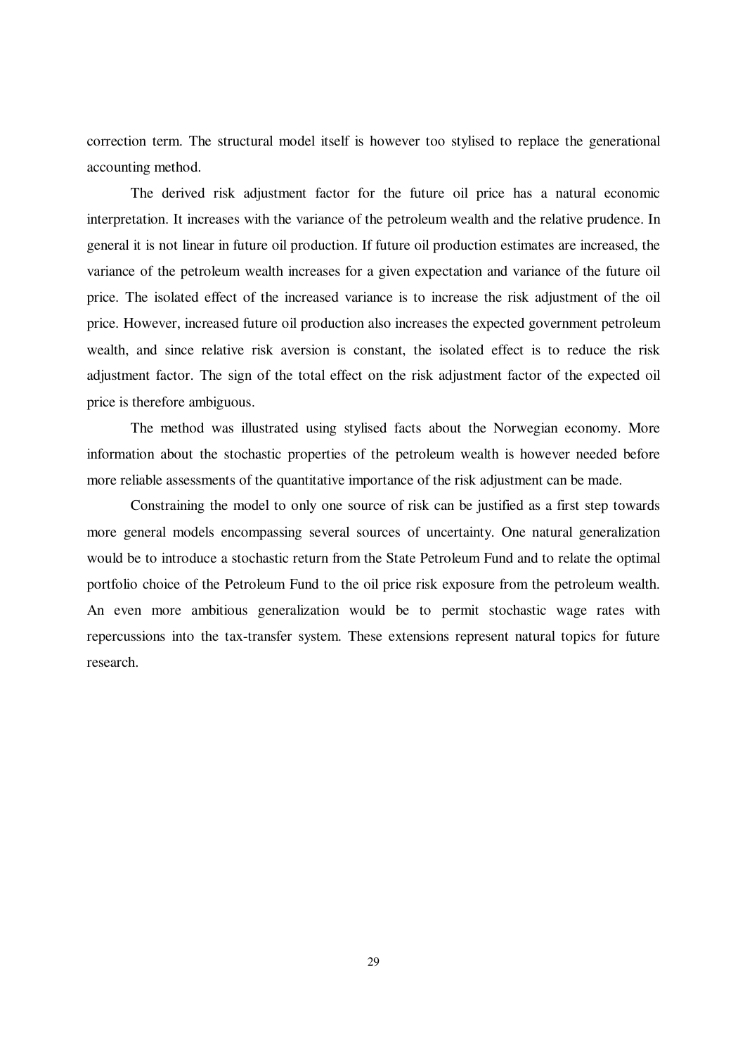correction term. The structural model itself is however too stylised to replace the generational accounting method.

The derived risk adjustment factor for the future oil price has a natural economic interpretation. It increases with the variance of the petroleum wealth and the relative prudence. In general it is not linear in future oil production. If future oil production estimates are increased, the variance of the petroleum wealth increases for a given expectation and variance of the future oil price. The isolated effect of the increased variance is to increase the risk adjustment of the oil price. However, increased future oil production also increases the expected government petroleum wealth, and since relative risk aversion is constant, the isolated effect is to reduce the risk adjustment factor. The sign of the total effect on the risk adjustment factor of the expected oil price is therefore ambiguous.

The method was illustrated using stylised facts about the Norwegian economy. More information about the stochastic properties of the petroleum wealth is however needed before more reliable assessments of the quantitative importance of the risk adjustment can be made.

Constraining the model to only one source of risk can be justified as a first step towards more general models encompassing several sources of uncertainty. One natural generalization would be to introduce a stochastic return from the State Petroleum Fund and to relate the optimal portfolio choice of the Petroleum Fund to the oil price risk exposure from the petroleum wealth. An even more ambitious generalization would be to permit stochastic wage rates with repercussions into the tax-transfer system. These extensions represent natural topics for future research.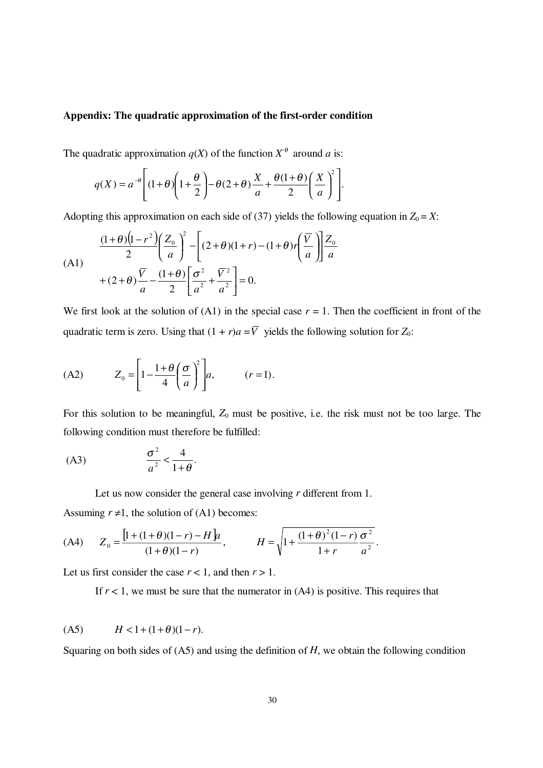**Appendix: The quadratic approximation of the first-order condition**

The quadratic approximation $q(X)$ of the function $X^{-\theta}$ around $a$ is:

$$q(X) = a^{-\theta}\left[(1+\theta)\left(1+\frac{\theta}{2}\right) - \theta(2+\theta)\frac{X}{a} + \frac{\theta(1+\theta)}{2}\left(\frac{X}{a}\right)^2\right].$$

Adopting this approximation on each side of (37) yields the following equation in $Z_0 = X$:

$$\text{(A1)} \qquad \begin{aligned} &\frac{(1+\theta)(1-r^2)}{2}\left(\frac{Z_0}{a}\right)^2 - \left[(2+\theta)(1+r) - (1+\theta)r\left(\frac{\overline{V}}{a}\right)\right]\frac{Z_0}{a} \\ &+ (2+\theta)\frac{\overline{V}}{a} - \frac{(1+\theta)}{2}\left[\frac{\sigma^2}{a^2} + \frac{\overline{V}^2}{a^2}\right] = 0. \end{aligned}$$

We first look at the solution of (A1) in the special case $r = 1$. Then the coefficient in front of the quadratic term is zero. Using that $(1 + r)a = \overline{V}$ yields the following solution for $Z_0$:

$$\text{(A2)} \qquad Z_0 = \left[1 - \frac{1+\theta}{4}\left(\frac{\sigma}{a}\right)^2\right]a, \qquad (r = 1).$$

For this solution to be meaningful, $Z_0$ must be positive, i.e. the risk must not be too large. The following condition must therefore be fulfilled:

$$\text{(A3)} \qquad \frac{\sigma^2}{a^2} < \frac{4}{1+\theta}.$$

Let us now consider the general case involving $r$ different from 1.

Assuming $r \neq 1$, the solution of (A1) becomes:

$$\text{(A4)} \qquad Z_0 = \frac{[1 + (1+\theta)(1-r) - H]a}{(1+\theta)(1-r)}, \qquad H = \sqrt{1 + \frac{(1+\theta)^2(1-r)}{1+r}\frac{\sigma^2}{a^2}}.$$

Let us first consider the case $r < 1$, and then $r > 1$.

If $r < 1$, we must be sure that the numerator in (A4) is positive. This requires that

$$\text{(A5)} \qquad H < 1 + (1+\theta)(1-r).$$

Squaring on both sides of (A5) and using the definition of $H$, we obtain the following condition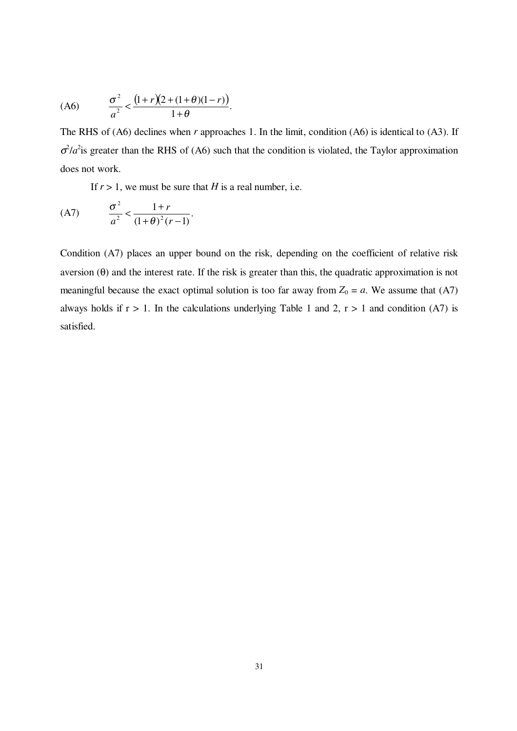$$\text{(A6)} \qquad \frac{\sigma^2}{a^2} < \frac{(1+r)(2+(1+\theta)(1-r))}{1+\theta}.$$

The RHS of (A6) declines when $r$ approaches 1. In the limit, condition (A6) is identical to (A3). If $\sigma^2/a^2$ is greater than the RHS of (A6) such that the condition is violated, the Taylor approximation does not work.

If $r > 1$, we must be sure that $H$ is a real number, i.e.

$$\text{(A7)} \qquad \frac{\sigma^2}{a^2} < \frac{1+r}{(1+\theta)^2(r-1)}.$$

Condition (A7) places an upper bound on the risk, depending on the coefficient of relative risk aversion ($\theta$) and the interest rate. If the risk is greater than this, the quadratic approximation is not meaningful because the exact optimal solution is too far away from $Z_0 = a$. We assume that (A7) always holds if $r > 1$. In the calculations underlying Table 1 and 2, $r > 1$ and condition (A7) is satisfied.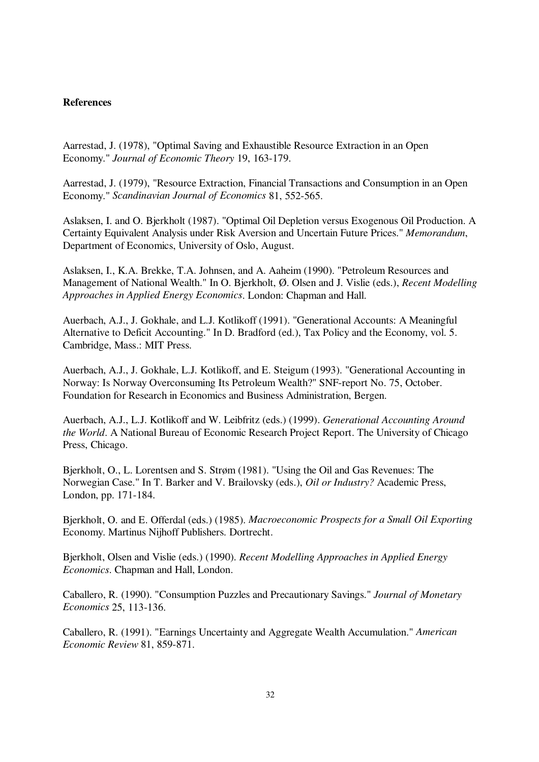**References**

Aarrestad, J. (1978), "Optimal Saving and Exhaustible Resource Extraction in an Open Economy." *Journal of Economic Theory* 19, 163-179.

Aarrestad, J. (1979), "Resource Extraction, Financial Transactions and Consumption in an Open Economy." *Scandinavian Journal of Economics* 81, 552-565.

Aslaksen, I. and O. Bjerkholt (1987). "Optimal Oil Depletion versus Exogenous Oil Production. A Certainty Equivalent Analysis under Risk Aversion and Uncertain Future Prices." *Memorandum*, Department of Economics, University of Oslo, August.

Aslaksen, I., K.A. Brekke, T.A. Johnsen, and A. Aaheim (1990). "Petroleum Resources and Management of National Wealth." In O. Bjerkholt, Ø. Olsen and J. Vislie (eds.), *Recent Modelling Approaches in Applied Energy Economics*. London: Chapman and Hall.

Auerbach, A.J., J. Gokhale, and L.J. Kotlikoff (1991). "Generational Accounts: A Meaningful Alternative to Deficit Accounting." In D. Bradford (ed.), Tax Policy and the Economy, vol. 5. Cambridge, Mass.: MIT Press.

Auerbach, A.J., J. Gokhale, L.J. Kotlikoff, and E. Steigum (1993). "Generational Accounting in Norway: Is Norway Overconsuming Its Petroleum Wealth?" SNF-report No. 75, October. Foundation for Research in Economics and Business Administration, Bergen.

Auerbach, A.J., L.J. Kotlikoff and W. Leibfritz (eds.) (1999). *Generational Accounting Around the World*. A National Bureau of Economic Research Project Report. The University of Chicago Press, Chicago.

Bjerkholt, O., L. Lorentsen and S. Strøm (1981). "Using the Oil and Gas Revenues: The Norwegian Case." In T. Barker and V. Brailovsky (eds.), *Oil or Industry?* Academic Press, London, pp. 171-184.

Bjerkholt, O. and E. Offerdal (eds.) (1985). *Macroeconomic Prospects for a Small Oil Exporting* Economy. Martinus Nijhoff Publishers. Dortrecht.

Bjerkholt, Olsen and Vislie (eds.) (1990). *Recent Modelling Approaches in Applied Energy Economics*. Chapman and Hall, London.

Caballero, R. (1990). "Consumption Puzzles and Precautionary Savings." *Journal of Monetary Economics* 25, 113-136.

Caballero, R. (1991). "Earnings Uncertainty and Aggregate Wealth Accumulation." *American Economic Review* 81, 859-871.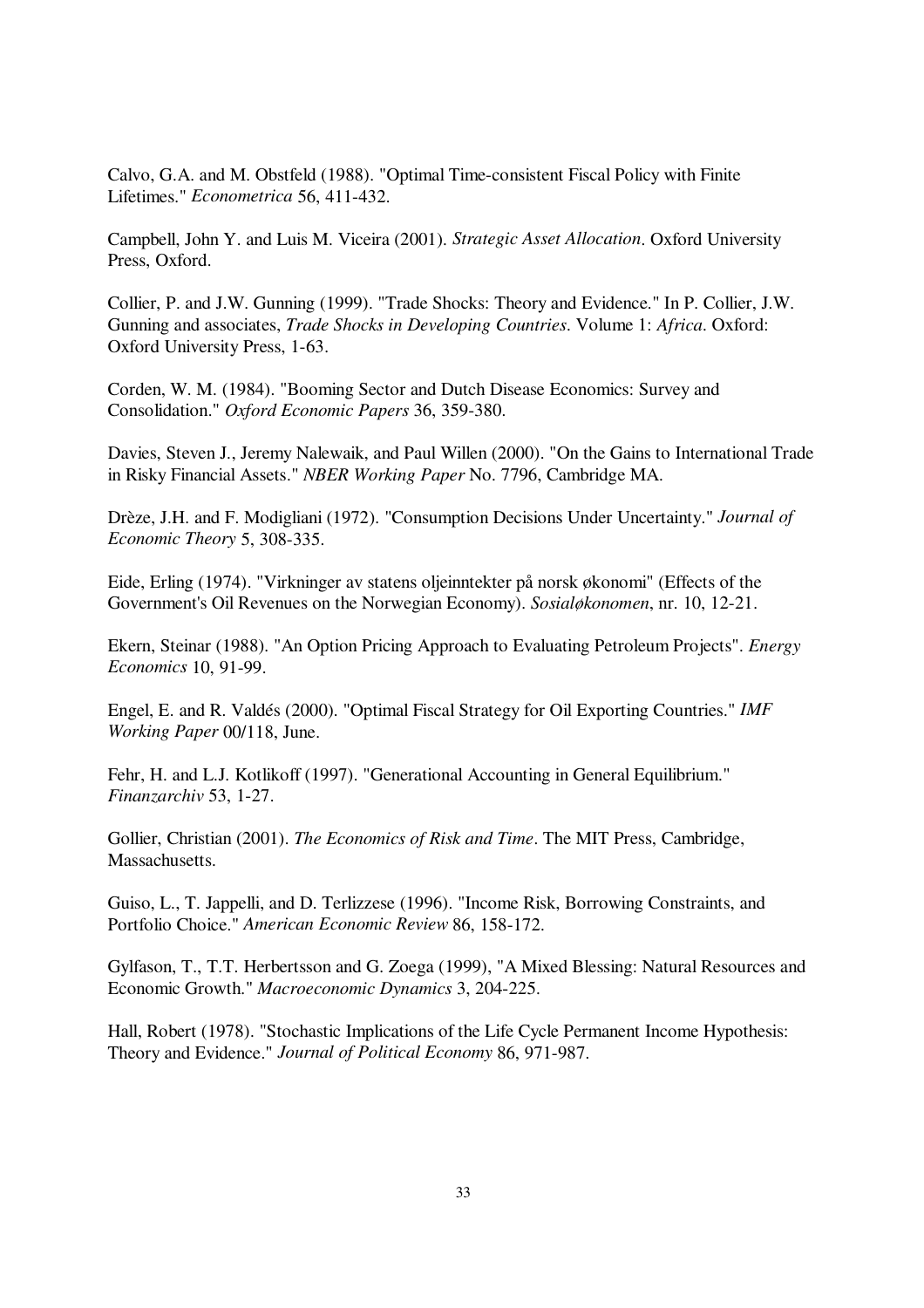Calvo, G.A. and M. Obstfeld (1988). "Optimal Time-consistent Fiscal Policy with Finite Lifetimes." *Econometrica* 56, 411-432.

Campbell, John Y. and Luis M. Viceira (2001). *Strategic Asset Allocation*. Oxford University Press, Oxford.

Collier, P. and J.W. Gunning (1999). "Trade Shocks: Theory and Evidence." In P. Collier, J.W. Gunning and associates, *Trade Shocks in Developing Countries*. Volume 1: *Africa*. Oxford: Oxford University Press, 1-63.

Corden, W. M. (1984). "Booming Sector and Dutch Disease Economics: Survey and Consolidation." *Oxford Economic Papers* 36, 359-380.

Davies, Steven J., Jeremy Nalewaik, and Paul Willen (2000). "On the Gains to International Trade in Risky Financial Assets." *NBER Working Paper* No. 7796, Cambridge MA.

Drèze, J.H. and F. Modigliani (1972). "Consumption Decisions Under Uncertainty." *Journal of Economic Theory* 5, 308-335.

Eide, Erling (1974). "Virkninger av statens oljeinntekter på norsk økonomi" (Effects of the Government's Oil Revenues on the Norwegian Economy). *Sosialøkonomen*, nr. 10, 12-21.

Ekern, Steinar (1988). "An Option Pricing Approach to Evaluating Petroleum Projects". *Energy Economics* 10, 91-99.

Engel, E. and R. Valdés (2000). "Optimal Fiscal Strategy for Oil Exporting Countries." *IMF Working Paper* 00/118, June.

Fehr, H. and L.J. Kotlikoff (1997). "Generational Accounting in General Equilibrium." *Finanzarchiv* 53, 1-27.

Gollier, Christian (2001). *The Economics of Risk and Time*. The MIT Press, Cambridge, Massachusetts.

Guiso, L., T. Jappelli, and D. Terlizzese (1996). "Income Risk, Borrowing Constraints, and Portfolio Choice." *American Economic Review* 86, 158-172.

Gylfason, T., T.T. Herbertsson and G. Zoega (1999), "A Mixed Blessing: Natural Resources and Economic Growth." *Macroeconomic Dynamics* 3, 204-225.

Hall, Robert (1978). "Stochastic Implications of the Life Cycle Permanent Income Hypothesis: Theory and Evidence." *Journal of Political Economy* 86, 971-987.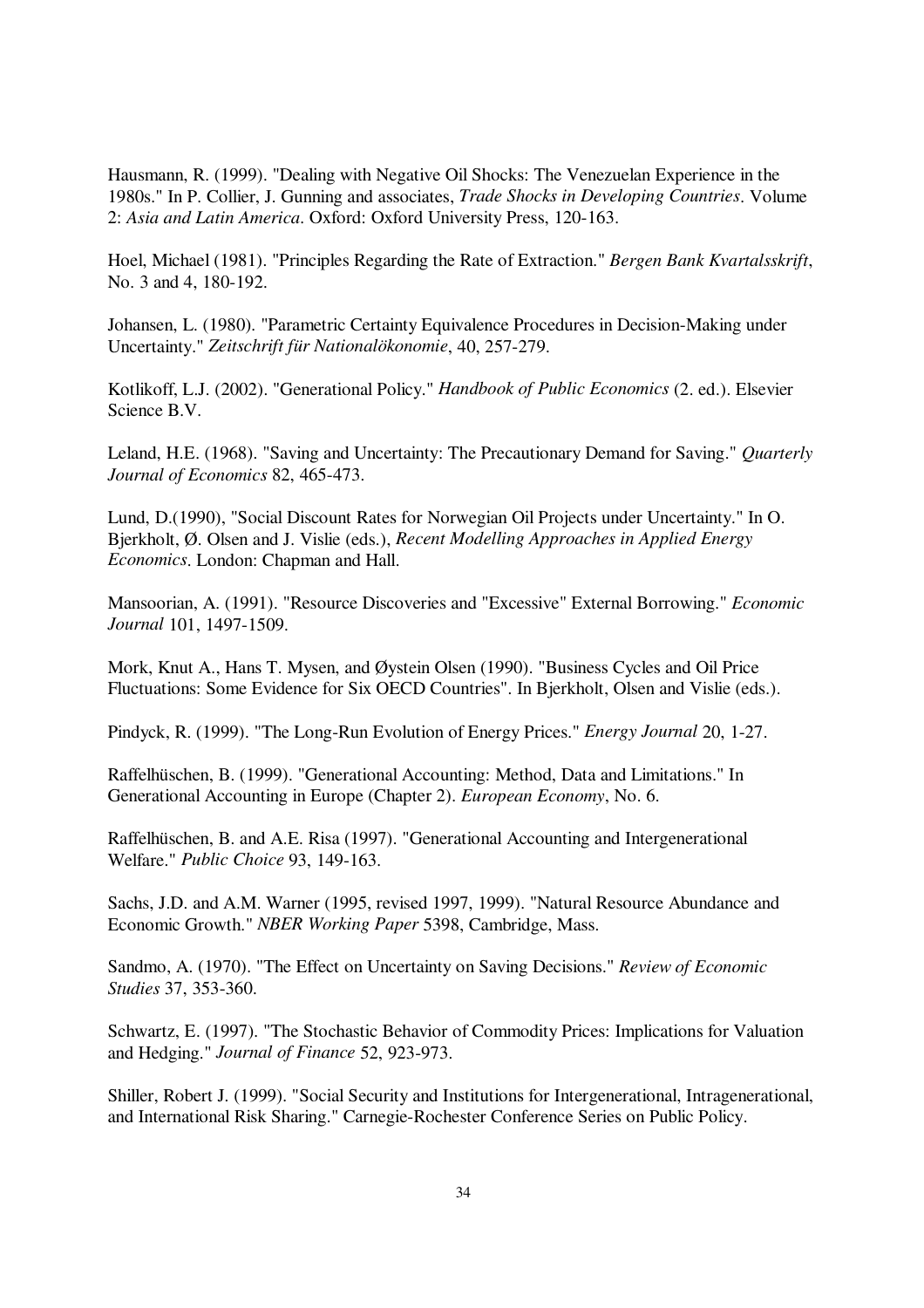Hausmann, R. (1999). "Dealing with Negative Oil Shocks: The Venezuelan Experience in the 1980s." In P. Collier, J. Gunning and associates, *Trade Shocks in Developing Countries*. Volume 2: *Asia and Latin America*. Oxford: Oxford University Press, 120-163.

Hoel, Michael (1981). "Principles Regarding the Rate of Extraction." *Bergen Bank Kvartalsskrift*, No. 3 and 4, 180-192.

Johansen, L. (1980). "Parametric Certainty Equivalence Procedures in Decision-Making under Uncertainty." *Zeitschrift für Nationalökonomie*, 40, 257-279.

Kotlikoff, L.J. (2002). "Generational Policy." *Handbook of Public Economics* (2. ed.). Elsevier Science B.V.

Leland, H.E. (1968). "Saving and Uncertainty: The Precautionary Demand for Saving." *Quarterly Journal of Economics* 82, 465-473.

Lund, D.(1990), "Social Discount Rates for Norwegian Oil Projects under Uncertainty." In O. Bjerkholt, Ø. Olsen and J. Vislie (eds.), *Recent Modelling Approaches in Applied Energy Economics*. London: Chapman and Hall.

Mansoorian, A. (1991). "Resource Discoveries and "Excessive" External Borrowing." *Economic Journal* 101, 1497-1509.

Mork, Knut A., Hans T. Mysen, and Øystein Olsen (1990). "Business Cycles and Oil Price Fluctuations: Some Evidence for Six OECD Countries". In Bjerkholt, Olsen and Vislie (eds.).

Pindyck, R. (1999). "The Long-Run Evolution of Energy Prices." *Energy Journal* 20, 1-27.

Raffelhüschen, B. (1999). "Generational Accounting: Method, Data and Limitations." In Generational Accounting in Europe (Chapter 2). *European Economy*, No. 6.

Raffelhüschen, B. and A.E. Risa (1997). "Generational Accounting and Intergenerational Welfare." *Public Choice* 93, 149-163.

Sachs, J.D. and A.M. Warner (1995, revised 1997, 1999). "Natural Resource Abundance and Economic Growth." *NBER Working Paper* 5398, Cambridge, Mass.

Sandmo, A. (1970). "The Effect on Uncertainty on Saving Decisions." *Review of Economic Studies* 37, 353-360.

Schwartz, E. (1997). "The Stochastic Behavior of Commodity Prices: Implications for Valuation and Hedging." *Journal of Finance* 52, 923-973.

Shiller, Robert J. (1999). "Social Security and Institutions for Intergenerational, Intragenerational, and International Risk Sharing." Carnegie-Rochester Conference Series on Public Policy.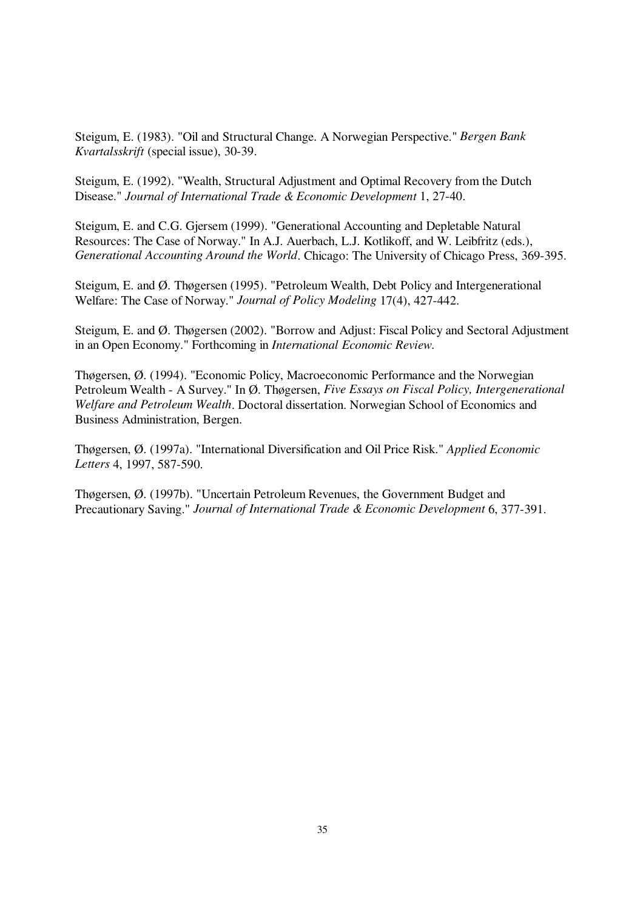Steigum, E. (1983). "Oil and Structural Change. A Norwegian Perspective." *Bergen Bank Kvartalsskrift* (special issue), 30-39.

Steigum, E. (1992). "Wealth, Structural Adjustment and Optimal Recovery from the Dutch Disease." *Journal of International Trade & Economic Development* 1, 27-40.

Steigum, E. and C.G. Gjersem (1999). "Generational Accounting and Depletable Natural Resources: The Case of Norway." In A.J. Auerbach, L.J. Kotlikoff, and W. Leibfritz (eds.), *Generational Accounting Around the World*. Chicago: The University of Chicago Press, 369-395.

Steigum, E. and Ø. Thøgersen (1995). "Petroleum Wealth, Debt Policy and Intergenerational Welfare: The Case of Norway." *Journal of Policy Modeling* 17(4), 427-442.

Steigum, E. and Ø. Thøgersen (2002). "Borrow and Adjust: Fiscal Policy and Sectoral Adjustment in an Open Economy." Forthcoming in *International Economic Review.*

Thøgersen, Ø. (1994). "Economic Policy, Macroeconomic Performance and the Norwegian Petroleum Wealth - A Survey." In Ø. Thøgersen, *Five Essays on Fiscal Policy, Intergenerational Welfare and Petroleum Wealth*. Doctoral dissertation. Norwegian School of Economics and Business Administration, Bergen.

Thøgersen, Ø. (1997a). "International Diversification and Oil Price Risk." *Applied Economic Letters* 4, 1997, 587-590.

Thøgersen, Ø. (1997b). "Uncertain Petroleum Revenues, the Government Budget and Precautionary Saving." *Journal of International Trade & Economic Development* 6, 377-391.